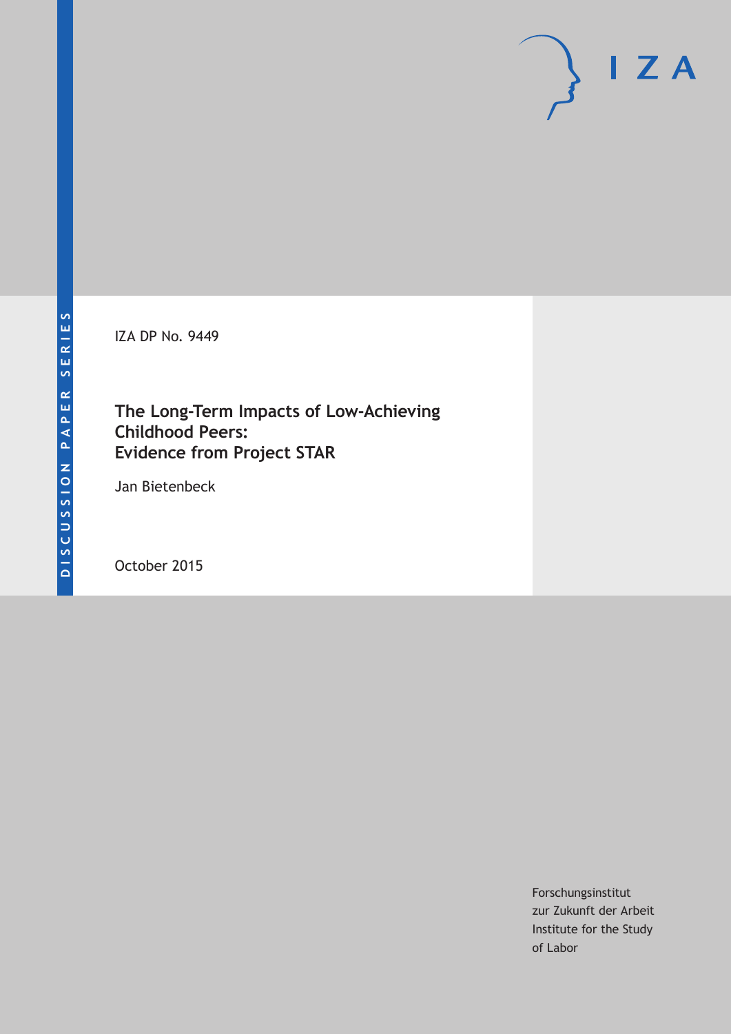DISCUSSION PAPER SERIES

IZA

IZA DP No. 9449

# The Long-Term Impacts of Low-Achieving Childhood Peers: Evidence from Project STAR

Jan Bietenbeck

October 2015

Forschungsinstitut
zur Zukunft der Arbeit
Institute for the Study
of Labor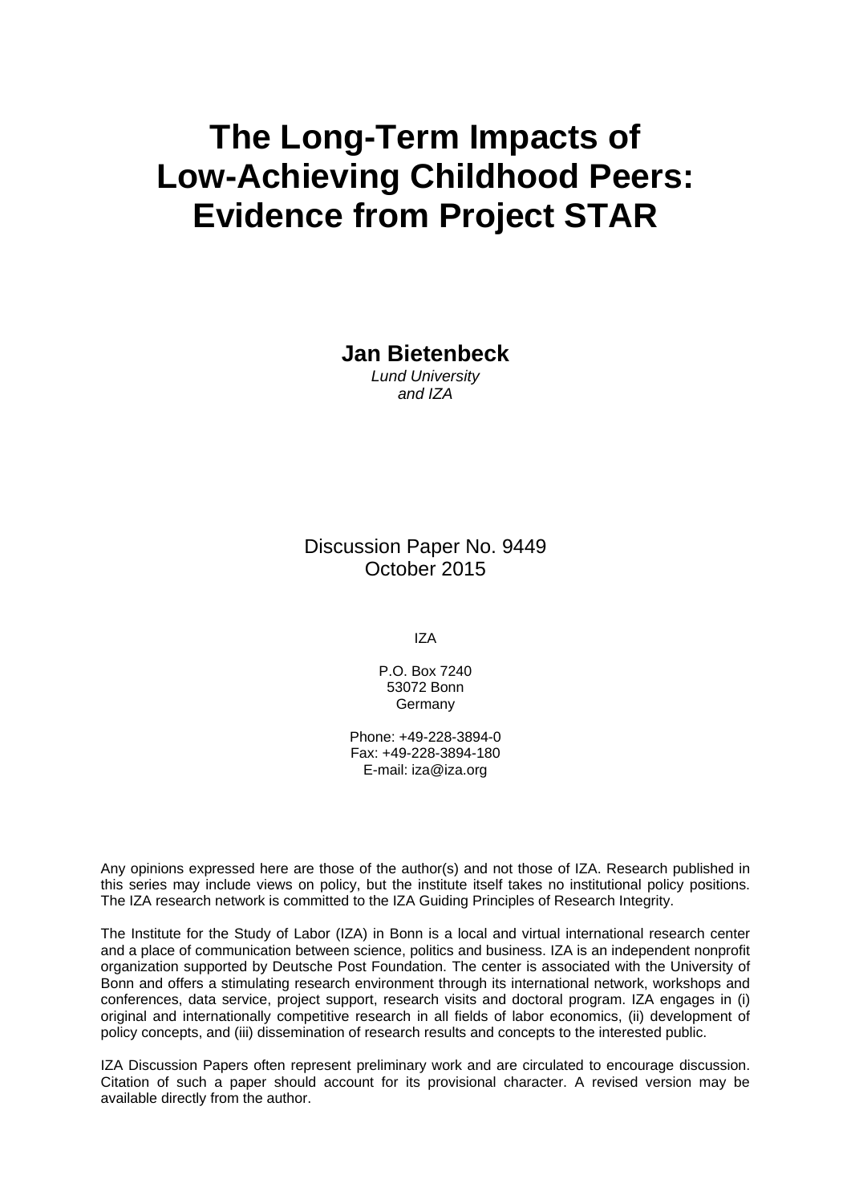# The Long-Term Impacts of Low-Achieving Childhood Peers: Evidence from Project STAR

**Jan Bietenbeck**
*Lund University and IZA*

Discussion Paper No. 9449
October 2015

IZA

P.O. Box 7240
53072 Bonn
Germany

Phone: +49-228-3894-0
Fax: +49-228-3894-180
E-mail: iza@iza.org

Any opinions expressed here are those of the author(s) and not those of IZA. Research published in this series may include views on policy, but the institute itself takes no institutional policy positions. The IZA research network is committed to the IZA Guiding Principles of Research Integrity.

The Institute for the Study of Labor (IZA) in Bonn is a local and virtual international research center and a place of communication between science, politics and business. IZA is an independent nonprofit organization supported by Deutsche Post Foundation. The center is associated with the University of Bonn and offers a stimulating research environment through its international network, workshops and conferences, data service, project support, research visits and doctoral program. IZA engages in (i) original and internationally competitive research in all fields of labor economics, (ii) development of policy concepts, and (iii) dissemination of research results and concepts to the interested public.

IZA Discussion Papers often represent preliminary work and are circulated to encourage discussion. Citation of such a paper should account for its provisional character. A revised version may be available directly from the author.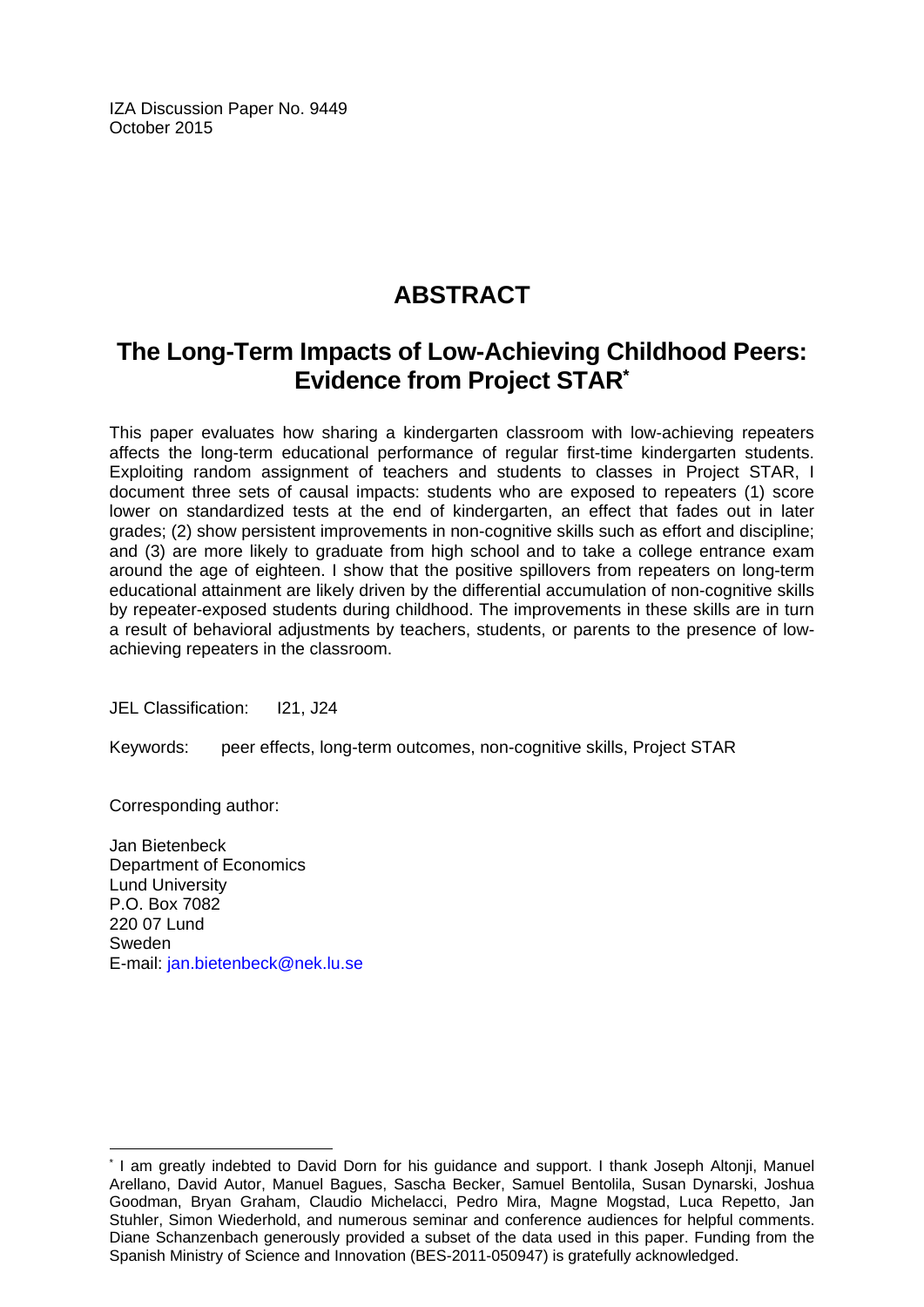IZA Discussion Paper No. 9449
October 2015

# ABSTRACT

## The Long-Term Impacts of Low-Achieving Childhood Peers: Evidence from Project STAR[*]

This paper evaluates how sharing a kindergarten classroom with low-achieving repeaters affects the long-term educational performance of regular first-time kindergarten students. Exploiting random assignment of teachers and students to classes in Project STAR, I document three sets of causal impacts: students who are exposed to repeaters (1) score lower on standardized tests at the end of kindergarten, an effect that fades out in later grades; (2) show persistent improvements in non-cognitive skills such as effort and discipline; and (3) are more likely to graduate from high school and to take a college entrance exam around the age of eighteen. I show that the positive spillovers from repeaters on long-term educational attainment are likely driven by the differential accumulation of non-cognitive skills by repeater-exposed students during childhood. The improvements in these skills are in turn a result of behavioral adjustments by teachers, students, or parents to the presence of low-achieving repeaters in the classroom.

JEL Classification: I21, J24

Keywords: peer effects, long-term outcomes, non-cognitive skills, Project STAR

Corresponding author:

Jan Bietenbeck
Department of Economics
Lund University
P.O. Box 7082
220 07 Lund
Sweden
E-mail: jan.bietenbeck@nek.lu.se

[*] I am greatly indebted to David Dorn for his guidance and support. I thank Joseph Altonji, Manuel Arellano, David Autor, Manuel Bagues, Sascha Becker, Samuel Bentolila, Susan Dynarski, Joshua Goodman, Bryan Graham, Claudio Michelacci, Pedro Mira, Magne Mogstad, Luca Repetto, Jan Stuhler, Simon Wiederhold, and numerous seminar and conference audiences for helpful comments. Diane Schanzenbach generously provided a subset of the data used in this paper. Funding from the Spanish Ministry of Science and Innovation (BES-2011-050947) is gratefully acknowledged.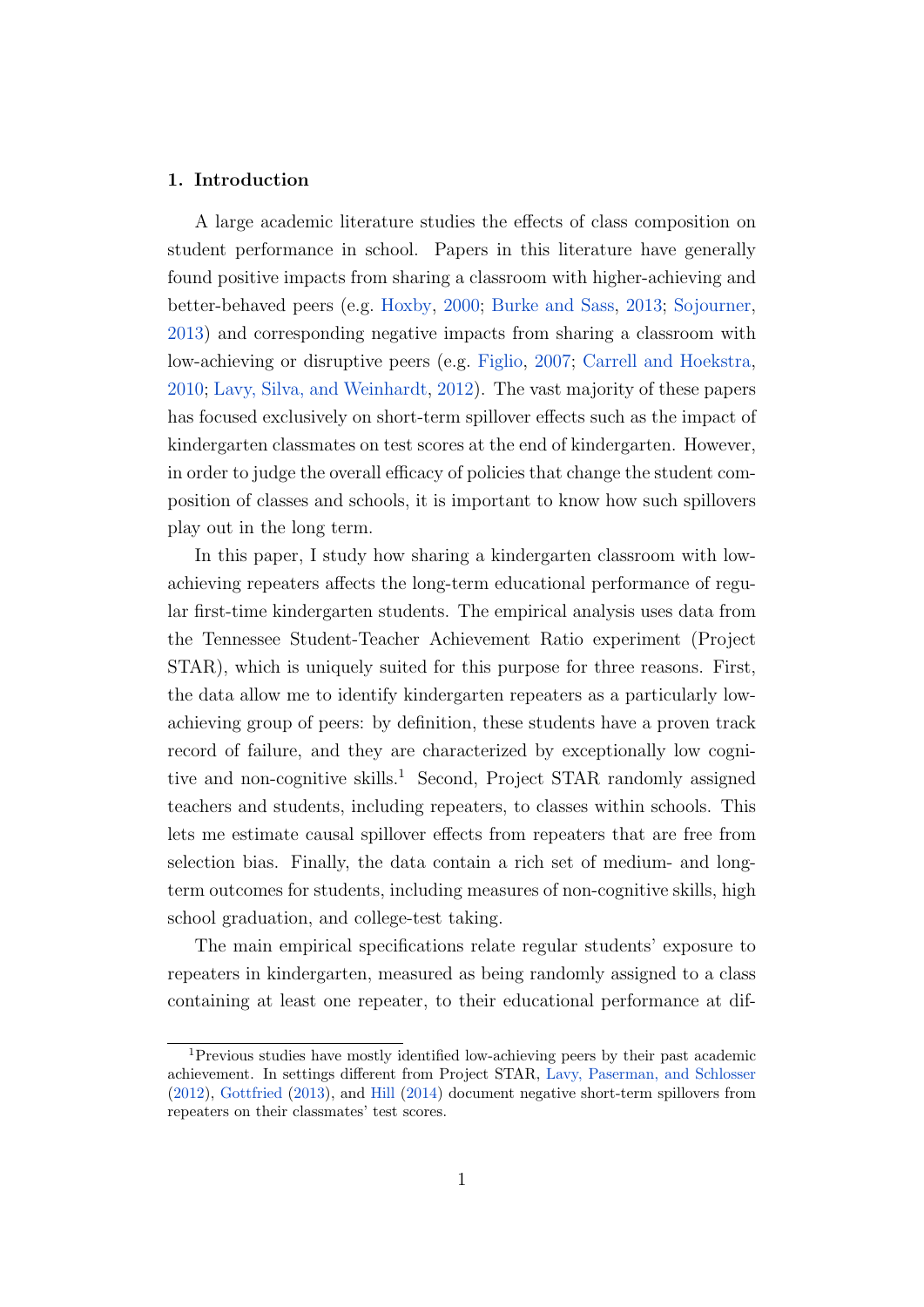## 1. Introduction

A large academic literature studies the effects of class composition on student performance in school. Papers in this literature have generally found positive impacts from sharing a classroom with higher-achieving and better-behaved peers (e.g. Hoxby, 2000; Burke and Sass, 2013; Sojourner, 2013) and corresponding negative impacts from sharing a classroom with low-achieving or disruptive peers (e.g. Figlio, 2007; Carrell and Hoekstra, 2010; Lavy, Silva, and Weinhardt, 2012). The vast majority of these papers has focused exclusively on short-term spillover effects such as the impact of kindergarten classmates on test scores at the end of kindergarten. However, in order to judge the overall efficacy of policies that change the student composition of classes and schools, it is important to know how such spillovers play out in the long term.

In this paper, I study how sharing a kindergarten classroom with low-achieving repeaters affects the long-term educational performance of regular first-time kindergarten students. The empirical analysis uses data from the Tennessee Student-Teacher Achievement Ratio experiment (Project STAR), which is uniquely suited for this purpose for three reasons. First, the data allow me to identify kindergarten repeaters as a particularly low-achieving group of peers: by definition, these students have a proven track record of failure, and they are characterized by exceptionally low cognitive and non-cognitive skills.[1] Second, Project STAR randomly assigned teachers and students, including repeaters, to classes within schools. This lets me estimate causal spillover effects from repeaters that are free from selection bias. Finally, the data contain a rich set of medium- and long-term outcomes for students, including measures of non-cognitive skills, high school graduation, and college-test taking.

The main empirical specifications relate regular students' exposure to repeaters in kindergarten, measured as being randomly assigned to a class containing at least one repeater, to their educational performance at dif-

[1] Previous studies have mostly identified low-achieving peers by their past academic achievement. In settings different from Project STAR, Lavy, Paserman, and Schlosser (2012), Gottfried (2013), and Hill (2014) document negative short-term spillovers from repeaters on their classmates' test scores.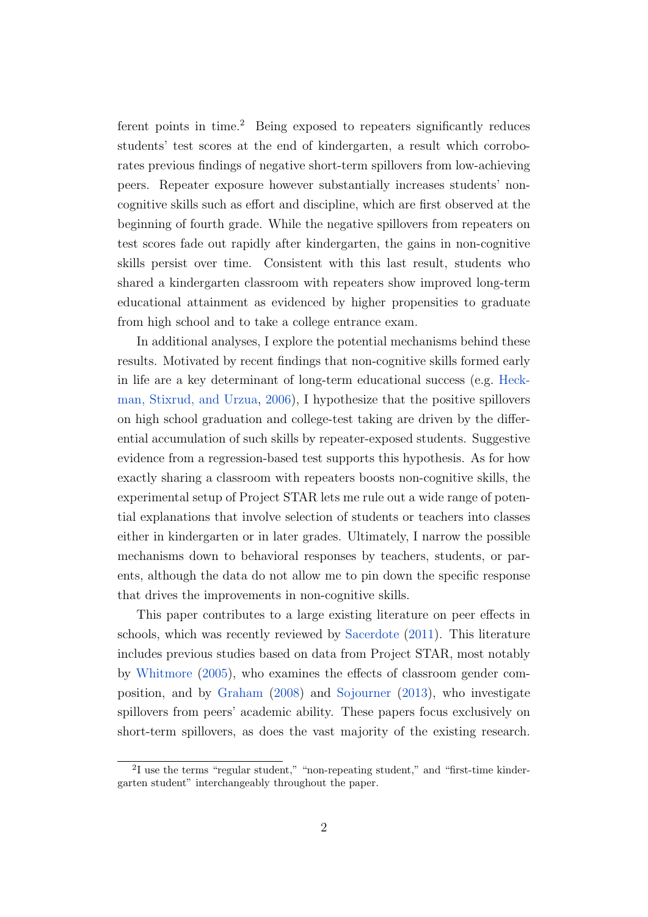ferent points in time.[2] Being exposed to repeaters significantly reduces students' test scores at the end of kindergarten, a result which corroborates previous findings of negative short-term spillovers from low-achieving peers. Repeater exposure however substantially increases students' non-cognitive skills such as effort and discipline, which are first observed at the beginning of fourth grade. While the negative spillovers from repeaters on test scores fade out rapidly after kindergarten, the gains in non-cognitive skills persist over time. Consistent with this last result, students who shared a kindergarten classroom with repeaters show improved long-term educational attainment as evidenced by higher propensities to graduate from high school and to take a college entrance exam.

In additional analyses, I explore the potential mechanisms behind these results. Motivated by recent findings that non-cognitive skills formed early in life are a key determinant of long-term educational success (e.g. Heckman, Stixrud, and Urzua, 2006), I hypothesize that the positive spillovers on high school graduation and college-test taking are driven by the differential accumulation of such skills by repeater-exposed students. Suggestive evidence from a regression-based test supports this hypothesis. As for how exactly sharing a classroom with repeaters boosts non-cognitive skills, the experimental setup of Project STAR lets me rule out a wide range of potential explanations that involve selection of students or teachers into classes either in kindergarten or in later grades. Ultimately, I narrow the possible mechanisms down to behavioral responses by teachers, students, or parents, although the data do not allow me to pin down the specific response that drives the improvements in non-cognitive skills.

This paper contributes to a large existing literature on peer effects in schools, which was recently reviewed by Sacerdote (2011). This literature includes previous studies based on data from Project STAR, most notably by Whitmore (2005), who examines the effects of classroom gender composition, and by Graham (2008) and Sojourner (2013), who investigate spillovers from peers' academic ability. These papers focus exclusively on short-term spillovers, as does the vast majority of the existing research.

[2] I use the terms "regular student," "non-repeating student," and "first-time kindergarten student" interchangeably throughout the paper.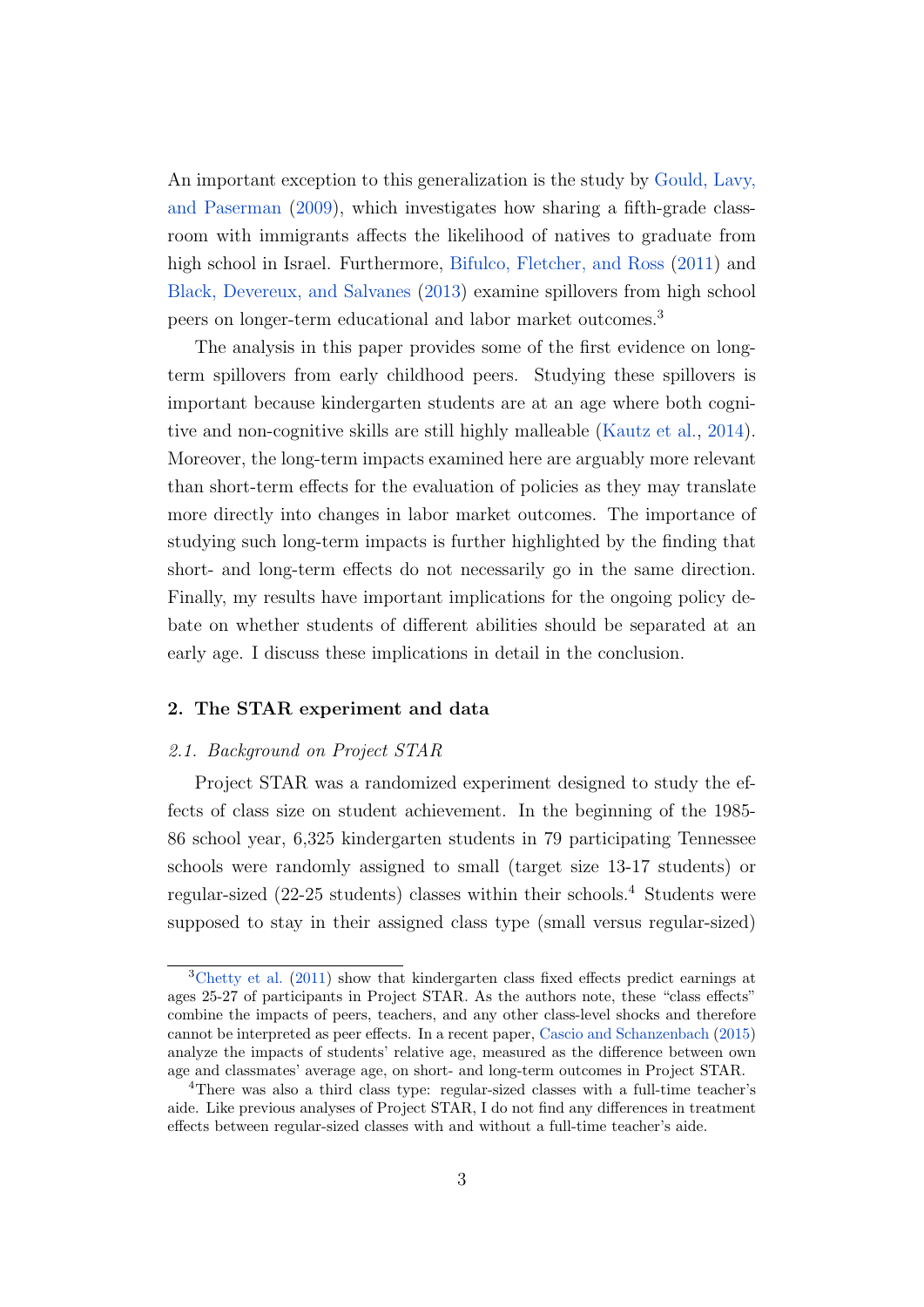An important exception to this generalization is the study by Gould, Lavy, and Paserman (2009), which investigates how sharing a fifth-grade classroom with immigrants affects the likelihood of natives to graduate from high school in Israel. Furthermore, Bifulco, Fletcher, and Ross (2011) and Black, Devereux, and Salvanes (2013) examine spillovers from high school peers on longer-term educational and labor market outcomes.[3]

The analysis in this paper provides some of the first evidence on long-term spillovers from early childhood peers. Studying these spillovers is important because kindergarten students are at an age where both cognitive and non-cognitive skills are still highly malleable (Kautz et al., 2014). Moreover, the long-term impacts examined here are arguably more relevant than short-term effects for the evaluation of policies as they may translate more directly into changes in labor market outcomes. The importance of studying such long-term impacts is further highlighted by the finding that short- and long-term effects do not necessarily go in the same direction. Finally, my results have important implications for the ongoing policy debate on whether students of different abilities should be separated at an early age. I discuss these implications in detail in the conclusion.

## 2. The STAR experiment and data

### *2.1. Background on Project STAR*

Project STAR was a randomized experiment designed to study the effects of class size on student achievement. In the beginning of the 1985-86 school year, 6,325 kindergarten students in 79 participating Tennessee schools were randomly assigned to small (target size 13-17 students) or regular-sized (22-25 students) classes within their schools.[4] Students were supposed to stay in their assigned class type (small versus regular-sized)

[3] Chetty et al. (2011) show that kindergarten class fixed effects predict earnings at ages 25-27 of participants in Project STAR. As the authors note, these "class effects" combine the impacts of peers, teachers, and any other class-level shocks and therefore cannot be interpreted as peer effects. In a recent paper, Cascio and Schanzenbach (2015) analyze the impacts of students' relative age, measured as the difference between own age and classmates' average age, on short- and long-term outcomes in Project STAR.

[4] There was also a third class type: regular-sized classes with a full-time teacher's aide. Like previous analyses of Project STAR, I do not find any differences in treatment effects between regular-sized classes with and without a full-time teacher's aide.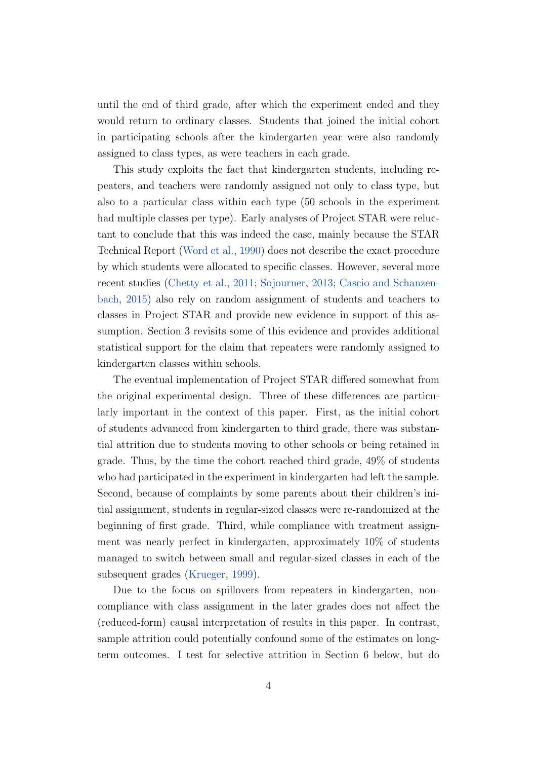until the end of third grade, after which the experiment ended and they would return to ordinary classes. Students that joined the initial cohort in participating schools after the kindergarten year were also randomly assigned to class types, as were teachers in each grade.

This study exploits the fact that kindergarten students, including repeaters, and teachers were randomly assigned not only to class type, but also to a particular class within each type (50 schools in the experiment had multiple classes per type). Early analyses of Project STAR were reluctant to conclude that this was indeed the case, mainly because the STAR Technical Report (Word et al., 1990) does not describe the exact procedure by which students were allocated to specific classes. However, several more recent studies (Chetty et al., 2011; Sojourner, 2013; Cascio and Schanzenbach, 2015) also rely on random assignment of students and teachers to classes in Project STAR and provide new evidence in support of this assumption. Section 3 revisits some of this evidence and provides additional statistical support for the claim that repeaters were randomly assigned to kindergarten classes within schools.

The eventual implementation of Project STAR differed somewhat from the original experimental design. Three of these differences are particularly important in the context of this paper. First, as the initial cohort of students advanced from kindergarten to third grade, there was substantial attrition due to students moving to other schools or being retained in grade. Thus, by the time the cohort reached third grade, 49% of students who had participated in the experiment in kindergarten had left the sample. Second, because of complaints by some parents about their children's initial assignment, students in regular-sized classes were re-randomized at the beginning of first grade. Third, while compliance with treatment assignment was nearly perfect in kindergarten, approximately 10% of students managed to switch between small and regular-sized classes in each of the subsequent grades (Krueger, 1999).

Due to the focus on spillovers from repeaters in kindergarten, noncompliance with class assignment in the later grades does not affect the (reduced-form) causal interpretation of results in this paper. In contrast, sample attrition could potentially confound some of the estimates on long-term outcomes. I test for selective attrition in Section 6 below, but do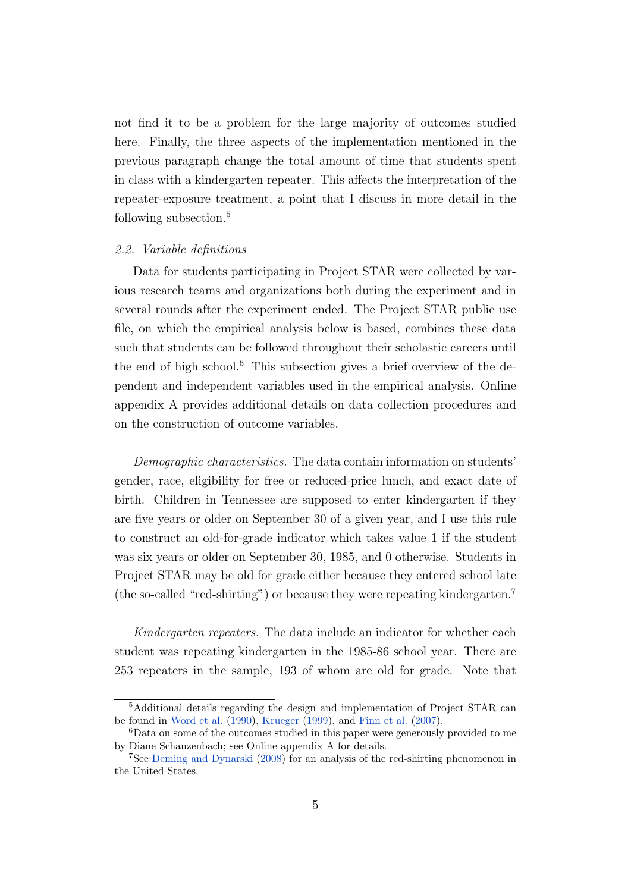not find it to be a problem for the large majority of outcomes studied here. Finally, the three aspects of the implementation mentioned in the previous paragraph change the total amount of time that students spent in class with a kindergarten repeater. This affects the interpretation of the repeater-exposure treatment, a point that I discuss in more detail in the following subsection.[5]

### *2.2. Variable definitions*

Data for students participating in Project STAR were collected by various research teams and organizations both during the experiment and in several rounds after the experiment ended. The Project STAR public use file, on which the empirical analysis below is based, combines these data such that students can be followed throughout their scholastic careers until the end of high school.[6] This subsection gives a brief overview of the dependent and independent variables used in the empirical analysis. Online appendix A provides additional details on data collection procedures and on the construction of outcome variables.

*Demographic characteristics.* The data contain information on students' gender, race, eligibility for free or reduced-price lunch, and exact date of birth. Children in Tennessee are supposed to enter kindergarten if they are five years or older on September 30 of a given year, and I use this rule to construct an old-for-grade indicator which takes value 1 if the student was six years or older on September 30, 1985, and 0 otherwise. Students in Project STAR may be old for grade either because they entered school late (the so-called "red-shirting") or because they were repeating kindergarten.[7]

*Kindergarten repeaters.* The data include an indicator for whether each student was repeating kindergarten in the 1985-86 school year. There are 253 repeaters in the sample, 193 of whom are old for grade. Note that

---

[5] Additional details regarding the design and implementation of Project STAR can be found in Word et al. (1990), Krueger (1999), and Finn et al. (2007).

[6] Data on some of the outcomes studied in this paper were generously provided to me by Diane Schanzenbach; see Online appendix A for details.

[7] See Deming and Dynarski (2008) for an analysis of the red-shirting phenomenon in the United States.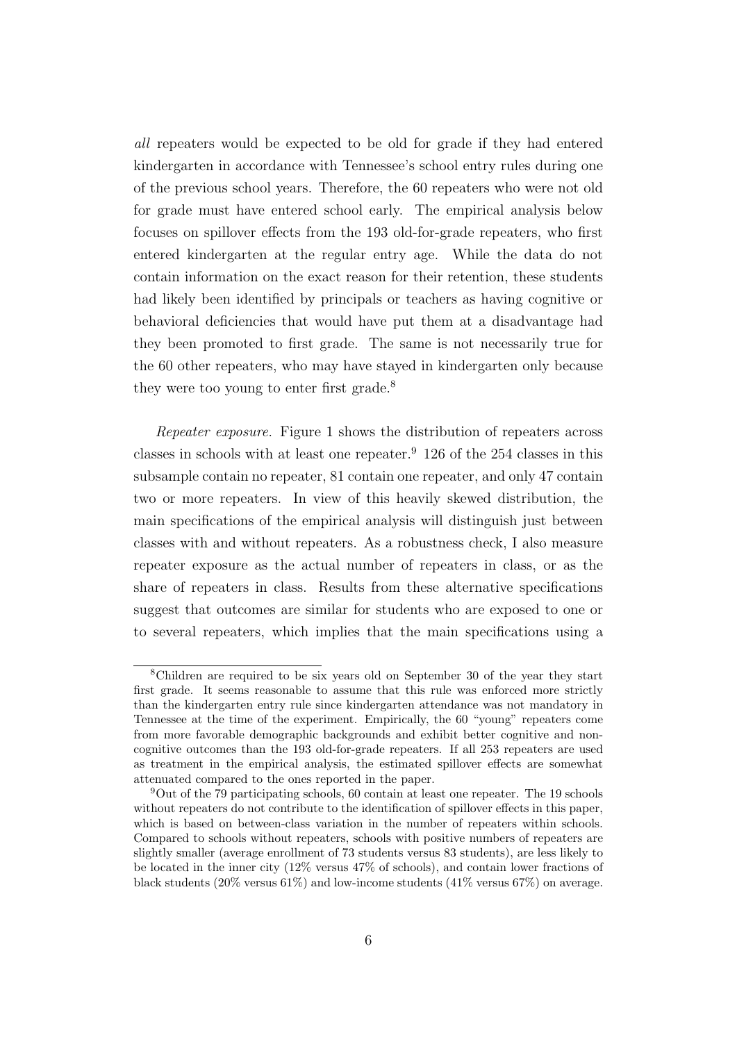*all* repeaters would be expected to be old for grade if they had entered kindergarten in accordance with Tennessee's school entry rules during one of the previous school years. Therefore, the 60 repeaters who were not old for grade must have entered school early. The empirical analysis below focuses on spillover effects from the 193 old-for-grade repeaters, who first entered kindergarten at the regular entry age. While the data do not contain information on the exact reason for their retention, these students had likely been identified by principals or teachers as having cognitive or behavioral deficiencies that would have put them at a disadvantage had they been promoted to first grade. The same is not necessarily true for the 60 other repeaters, who may have stayed in kindergarten only because they were too young to enter first grade.[8]

*Repeater exposure.* Figure 1 shows the distribution of repeaters across classes in schools with at least one repeater.[9] 126 of the 254 classes in this subsample contain no repeater, 81 contain one repeater, and only 47 contain two or more repeaters. In view of this heavily skewed distribution, the main specifications of the empirical analysis will distinguish just between classes with and without repeaters. As a robustness check, I also measure repeater exposure as the actual number of repeaters in class, or as the share of repeaters in class. Results from these alternative specifications suggest that outcomes are similar for students who are exposed to one or to several repeaters, which implies that the main specifications using a

[8] Children are required to be six years old on September 30 of the year they start first grade. It seems reasonable to assume that this rule was enforced more strictly than the kindergarten entry rule since kindergarten attendance was not mandatory in Tennessee at the time of the experiment. Empirically, the 60 "young" repeaters come from more favorable demographic backgrounds and exhibit better cognitive and non-cognitive outcomes than the 193 old-for-grade repeaters. If all 253 repeaters are used as treatment in the empirical analysis, the estimated spillover effects are somewhat attenuated compared to the ones reported in the paper.

[9] Out of the 79 participating schools, 60 contain at least one repeater. The 19 schools without repeaters do not contribute to the identification of spillover effects in this paper, which is based on between-class variation in the number of repeaters within schools. Compared to schools without repeaters, schools with positive numbers of repeaters are slightly smaller (average enrollment of 73 students versus 83 students), are less likely to be located in the inner city (12% versus 47% of schools), and contain lower fractions of black students (20% versus 61%) and low-income students (41% versus 67%) on average.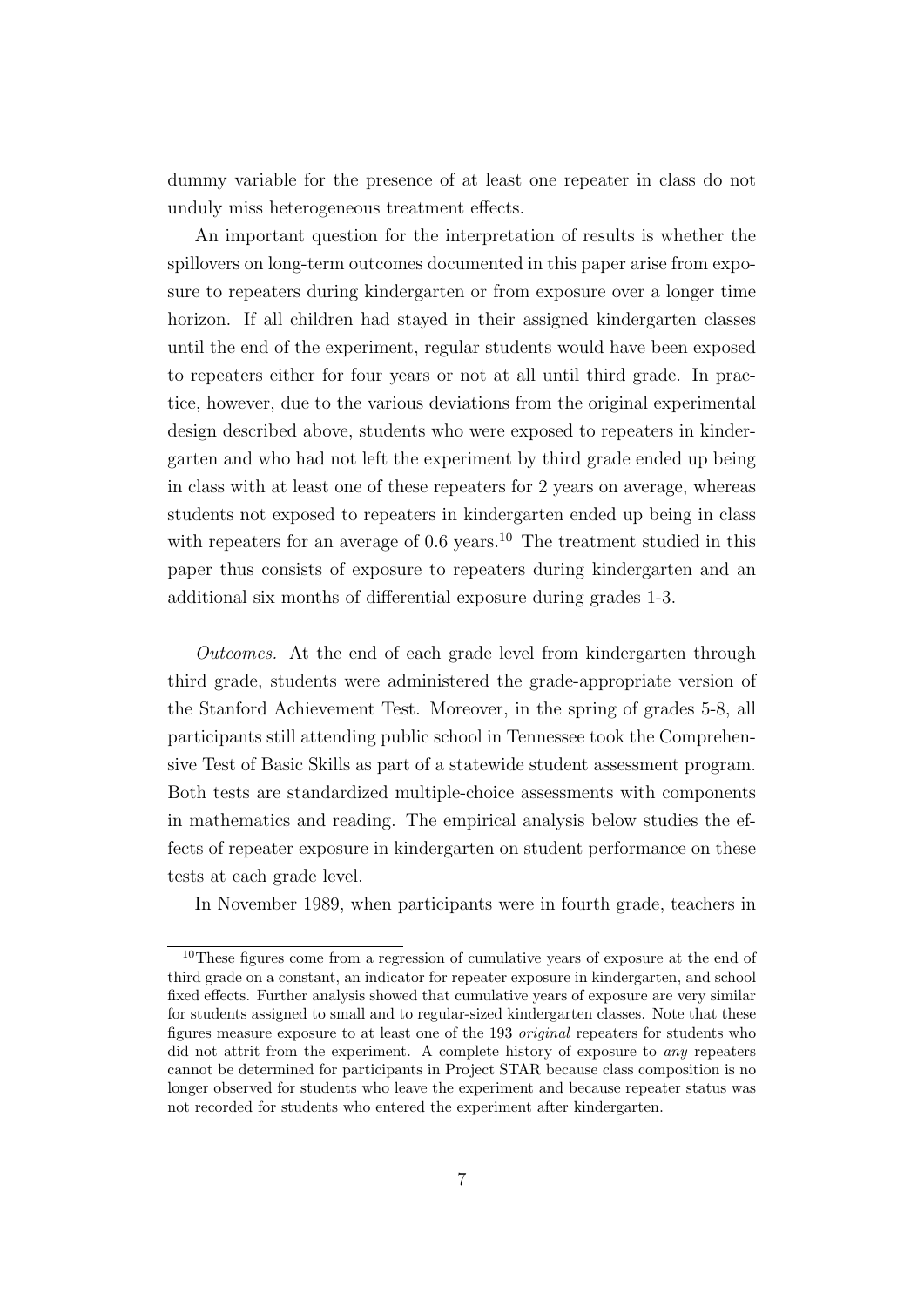dummy variable for the presence of at least one repeater in class do not unduly miss heterogeneous treatment effects.

An important question for the interpretation of results is whether the spillovers on long-term outcomes documented in this paper arise from exposure to repeaters during kindergarten or from exposure over a longer time horizon. If all children had stayed in their assigned kindergarten classes until the end of the experiment, regular students would have been exposed to repeaters either for four years or not at all until third grade. In practice, however, due to the various deviations from the original experimental design described above, students who were exposed to repeaters in kindergarten and who had not left the experiment by third grade ended up being in class with at least one of these repeaters for 2 years on average, whereas students not exposed to repeaters in kindergarten ended up being in class with repeaters for an average of 0.6 years.[10] The treatment studied in this paper thus consists of exposure to repeaters during kindergarten and an additional six months of differential exposure during grades 1-3.

*Outcomes.* At the end of each grade level from kindergarten through third grade, students were administered the grade-appropriate version of the Stanford Achievement Test. Moreover, in the spring of grades 5-8, all participants still attending public school in Tennessee took the Comprehensive Test of Basic Skills as part of a statewide student assessment program. Both tests are standardized multiple-choice assessments with components in mathematics and reading. The empirical analysis below studies the effects of repeater exposure in kindergarten on student performance on these tests at each grade level.

In November 1989, when participants were in fourth grade, teachers in

[10]These figures come from a regression of cumulative years of exposure at the end of third grade on a constant, an indicator for repeater exposure in kindergarten, and school fixed effects. Further analysis showed that cumulative years of exposure are very similar for students assigned to small and to regular-sized kindergarten classes. Note that these figures measure exposure to at least one of the 193 *original* repeaters for students who did not attrit from the experiment. A complete history of exposure to *any* repeaters cannot be determined for participants in Project STAR because class composition is no longer observed for students who leave the experiment and because repeater status was not recorded for students who entered the experiment after kindergarten.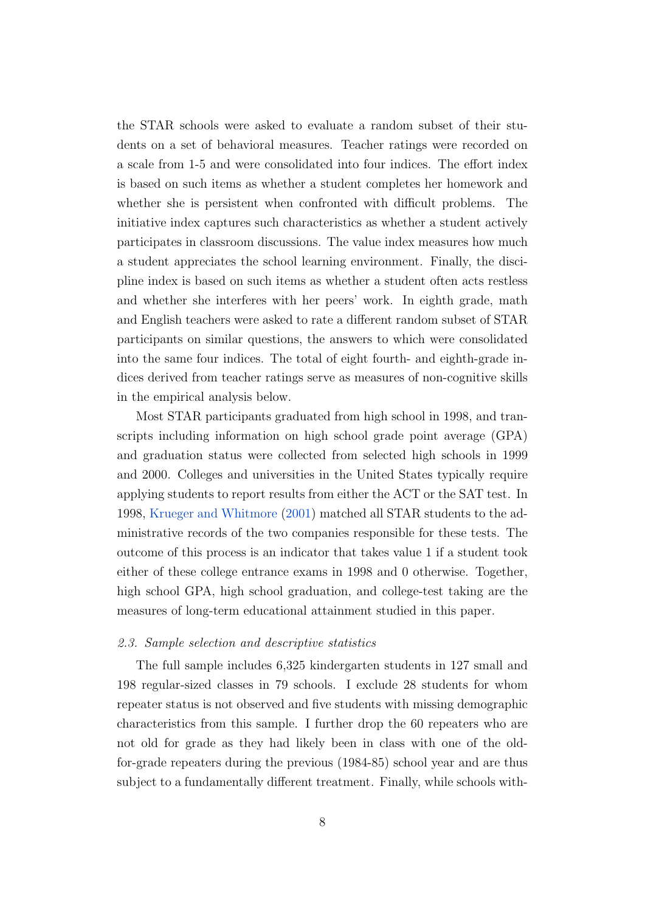the STAR schools were asked to evaluate a random subset of their students on a set of behavioral measures. Teacher ratings were recorded on a scale from 1-5 and were consolidated into four indices. The effort index is based on such items as whether a student completes her homework and whether she is persistent when confronted with difficult problems. The initiative index captures such characteristics as whether a student actively participates in classroom discussions. The value index measures how much a student appreciates the school learning environment. Finally, the discipline index is based on such items as whether a student often acts restless and whether she interferes with her peers' work. In eighth grade, math and English teachers were asked to rate a different random subset of STAR participants on similar questions, the answers to which were consolidated into the same four indices. The total of eight fourth- and eighth-grade indices derived from teacher ratings serve as measures of non-cognitive skills in the empirical analysis below.

Most STAR participants graduated from high school in 1998, and transcripts including information on high school grade point average (GPA) and graduation status were collected from selected high schools in 1999 and 2000. Colleges and universities in the United States typically require applying students to report results from either the ACT or the SAT test. In 1998, Krueger and Whitmore (2001) matched all STAR students to the administrative records of the two companies responsible for these tests. The outcome of this process is an indicator that takes value 1 if a student took either of these college entrance exams in 1998 and 0 otherwise. Together, high school GPA, high school graduation, and college-test taking are the measures of long-term educational attainment studied in this paper.

### *2.3. Sample selection and descriptive statistics*

The full sample includes 6,325 kindergarten students in 127 small and 198 regular-sized classes in 79 schools. I exclude 28 students for whom repeater status is not observed and five students with missing demographic characteristics from this sample. I further drop the 60 repeaters who are not old for grade as they had likely been in class with one of the old-for-grade repeaters during the previous (1984-85) school year and are thus subject to a fundamentally different treatment. Finally, while schools with-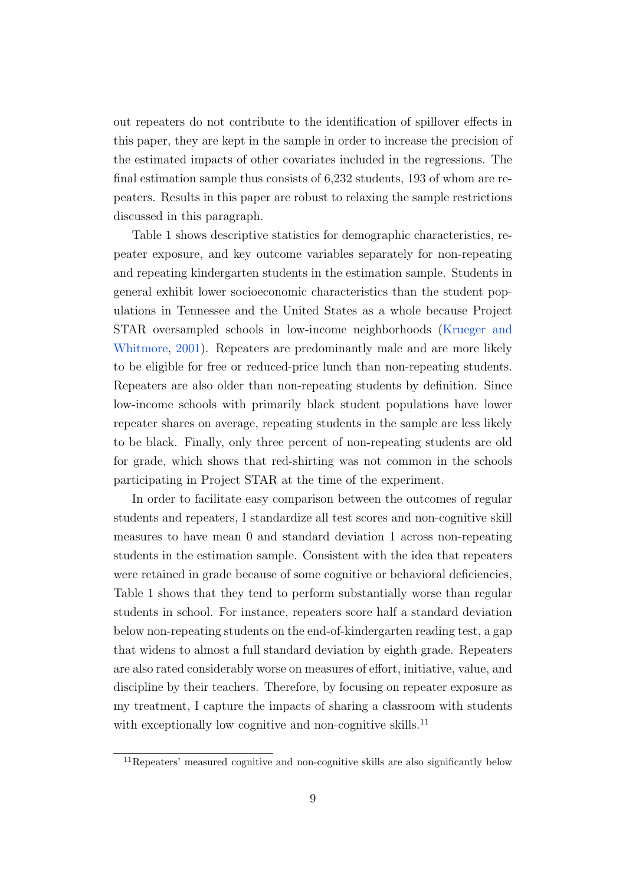out repeaters do not contribute to the identification of spillover effects in this paper, they are kept in the sample in order to increase the precision of the estimated impacts of other covariates included in the regressions. The final estimation sample thus consists of 6,232 students, 193 of whom are repeaters. Results in this paper are robust to relaxing the sample restrictions discussed in this paragraph.

Table 1 shows descriptive statistics for demographic characteristics, repeater exposure, and key outcome variables separately for non-repeating and repeating kindergarten students in the estimation sample. Students in general exhibit lower socioeconomic characteristics than the student populations in Tennessee and the United States as a whole because Project STAR oversampled schools in low-income neighborhoods (Krueger and Whitmore, 2001). Repeaters are predominantly male and are more likely to be eligible for free or reduced-price lunch than non-repeating students. Repeaters are also older than non-repeating students by definition. Since low-income schools with primarily black student populations have lower repeater shares on average, repeating students in the sample are less likely to be black. Finally, only three percent of non-repeating students are old for grade, which shows that red-shirting was not common in the schools participating in Project STAR at the time of the experiment.

In order to facilitate easy comparison between the outcomes of regular students and repeaters, I standardize all test scores and non-cognitive skill measures to have mean 0 and standard deviation 1 across non-repeating students in the estimation sample. Consistent with the idea that repeaters were retained in grade because of some cognitive or behavioral deficiencies, Table 1 shows that they tend to perform substantially worse than regular students in school. For instance, repeaters score half a standard deviation below non-repeating students on the end-of-kindergarten reading test, a gap that widens to almost a full standard deviation by eighth grade. Repeaters are also rated considerably worse on measures of effort, initiative, value, and discipline by their teachers. Therefore, by focusing on repeater exposure as my treatment, I capture the impacts of sharing a classroom with students with exceptionally low cognitive and non-cognitive skills.[11]

[11] Repeaters' measured cognitive and non-cognitive skills are also significantly below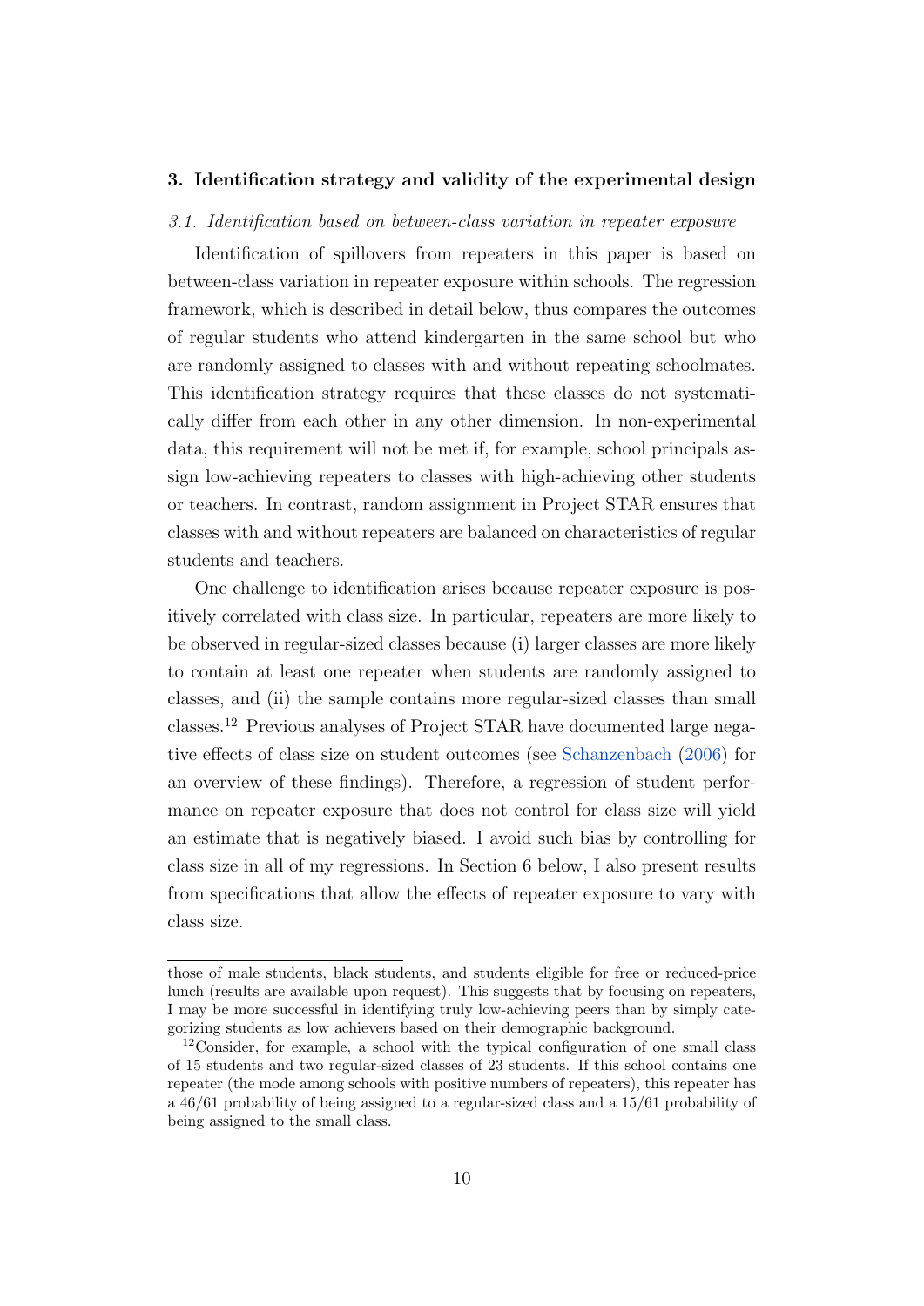## 3. Identification strategy and validity of the experimental design

### *3.1. Identification based on between-class variation in repeater exposure*

Identification of spillovers from repeaters in this paper is based on between-class variation in repeater exposure within schools. The regression framework, which is described in detail below, thus compares the outcomes of regular students who attend kindergarten in the same school but who are randomly assigned to classes with and without repeating schoolmates. This identification strategy requires that these classes do not systematically differ from each other in any other dimension. In non-experimental data, this requirement will not be met if, for example, school principals assign low-achieving repeaters to classes with high-achieving other students or teachers. In contrast, random assignment in Project STAR ensures that classes with and without repeaters are balanced on characteristics of regular students and teachers.

One challenge to identification arises because repeater exposure is positively correlated with class size. In particular, repeaters are more likely to be observed in regular-sized classes because (i) larger classes are more likely to contain at least one repeater when students are randomly assigned to classes, and (ii) the sample contains more regular-sized classes than small classes.[12] Previous analyses of Project STAR have documented large negative effects of class size on student outcomes (see Schanzenbach (2006) for an overview of these findings). Therefore, a regression of student performance on repeater exposure that does not control for class size will yield an estimate that is negatively biased. I avoid such bias by controlling for class size in all of my regressions. In Section 6 below, I also present results from specifications that allow the effects of repeater exposure to vary with class size.

---

those of male students, black students, and students eligible for free or reduced-price lunch (results are available upon request). This suggests that by focusing on repeaters, I may be more successful in identifying truly low-achieving peers than by simply categorizing students as low achievers based on their demographic background.

[12] Consider, for example, a school with the typical configuration of one small class of 15 students and two regular-sized classes of 23 students. If this school contains one repeater (the mode among schools with positive numbers of repeaters), this repeater has a 46/61 probability of being assigned to a regular-sized class and a 15/61 probability of being assigned to the small class.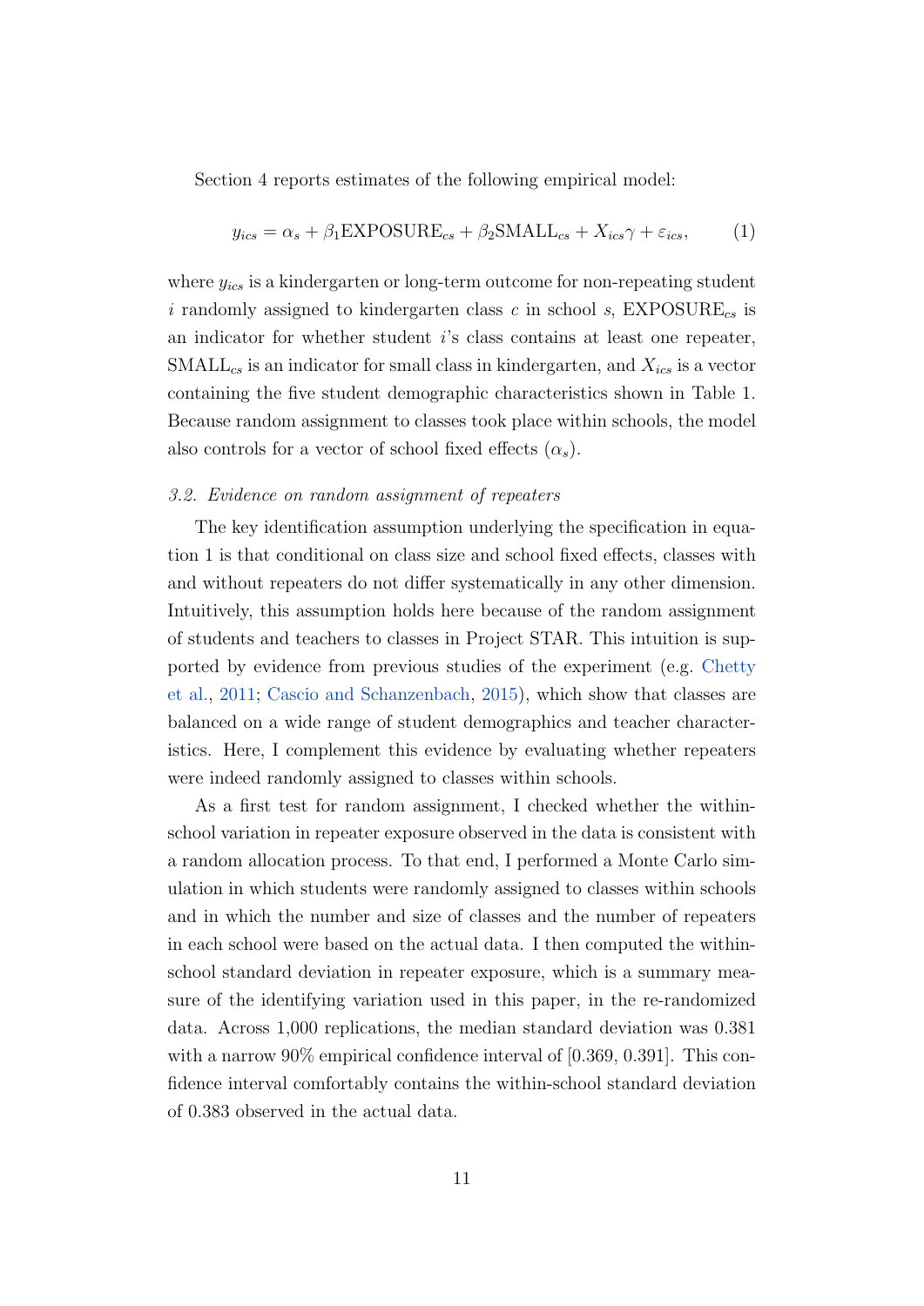Section 4 reports estimates of the following empirical model:

$$y_{ics} = \alpha_s + \beta_1 \text{EXPOSURE}_{cs} + \beta_2 \text{SMALL}_{cs} + X_{ics}\gamma + \varepsilon_{ics}, \tag{1}$$

where $y_{ics}$ is a kindergarten or long-term outcome for non-repeating student $i$ randomly assigned to kindergarten class $c$ in school $s$, $\text{EXPOSURE}_{cs}$ is an indicator for whether student $i$'s class contains at least one repeater, $\text{SMALL}_{cs}$ is an indicator for small class in kindergarten, and $X_{ics}$ is a vector containing the five student demographic characteristics shown in Table 1. Because random assignment to classes took place within schools, the model also controls for a vector of school fixed effects ($\alpha_s$).

### *3.2. Evidence on random assignment of repeaters*

The key identification assumption underlying the specification in equation 1 is that conditional on class size and school fixed effects, classes with and without repeaters do not differ systematically in any other dimension. Intuitively, this assumption holds here because of the random assignment of students and teachers to classes in Project STAR. This intuition is supported by evidence from previous studies of the experiment (e.g. Chetty et al., 2011; Cascio and Schanzenbach, 2015), which show that classes are balanced on a wide range of student demographics and teacher characteristics. Here, I complement this evidence by evaluating whether repeaters were indeed randomly assigned to classes within schools.

As a first test for random assignment, I checked whether the within-school variation in repeater exposure observed in the data is consistent with a random allocation process. To that end, I performed a Monte Carlo simulation in which students were randomly assigned to classes within schools and in which the number and size of classes and the number of repeaters in each school were based on the actual data. I then computed the within-school standard deviation in repeater exposure, which is a summary measure of the identifying variation used in this paper, in the re-randomized data. Across 1,000 replications, the median standard deviation was 0.381 with a narrow 90% empirical confidence interval of [0.369, 0.391]. This confidence interval comfortably contains the within-school standard deviation of 0.383 observed in the actual data.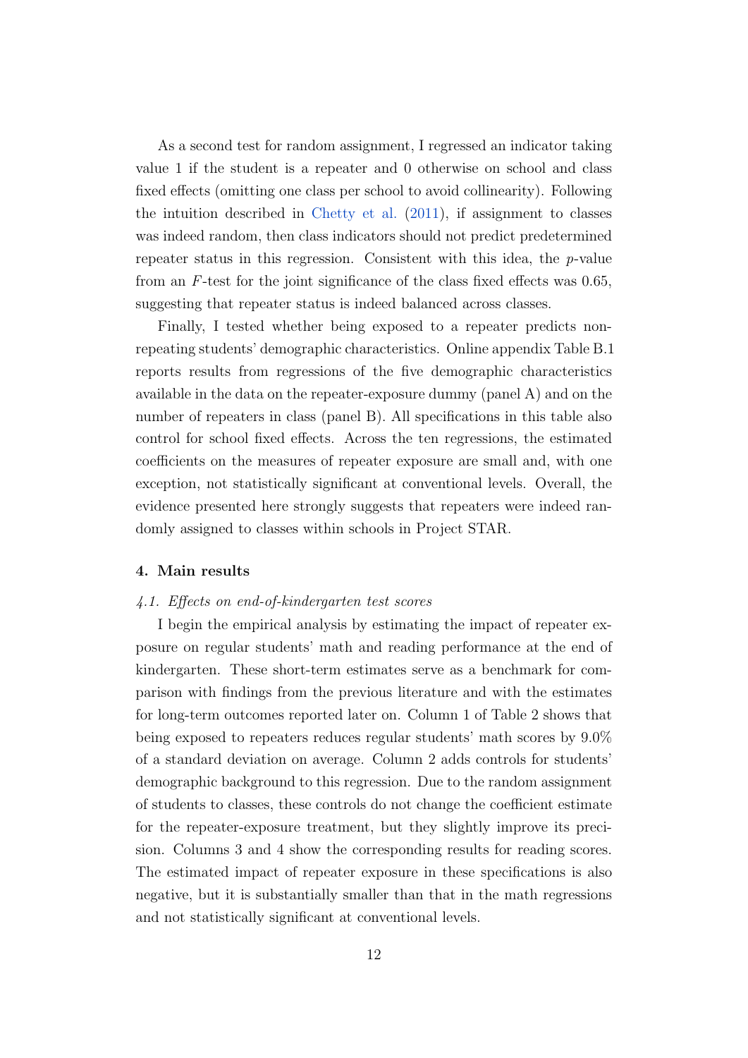As a second test for random assignment, I regressed an indicator taking value 1 if the student is a repeater and 0 otherwise on school and class fixed effects (omitting one class per school to avoid collinearity). Following the intuition described in Chetty et al. (2011), if assignment to classes was indeed random, then class indicators should not predict predetermined repeater status in this regression. Consistent with this idea, the $p$-value from an $F$-test for the joint significance of the class fixed effects was 0.65, suggesting that repeater status is indeed balanced across classes.

Finally, I tested whether being exposed to a repeater predicts non-repeating students' demographic characteristics. Online appendix Table B.1 reports results from regressions of the five demographic characteristics available in the data on the repeater-exposure dummy (panel A) and on the number of repeaters in class (panel B). All specifications in this table also control for school fixed effects. Across the ten regressions, the estimated coefficients on the measures of repeater exposure are small and, with one exception, not statistically significant at conventional levels. Overall, the evidence presented here strongly suggests that repeaters were indeed randomly assigned to classes within schools in Project STAR.

## 4. Main results

### *4.1. Effects on end-of-kindergarten test scores*

I begin the empirical analysis by estimating the impact of repeater exposure on regular students' math and reading performance at the end of kindergarten. These short-term estimates serve as a benchmark for comparison with findings from the previous literature and with the estimates for long-term outcomes reported later on. Column 1 of Table 2 shows that being exposed to repeaters reduces regular students' math scores by 9.0% of a standard deviation on average. Column 2 adds controls for students' demographic background to this regression. Due to the random assignment of students to classes, these controls do not change the coefficient estimate for the repeater-exposure treatment, but they slightly improve its precision. Columns 3 and 4 show the corresponding results for reading scores. The estimated impact of repeater exposure in these specifications is also negative, but it is substantially smaller than that in the math regressions and not statistically significant at conventional levels.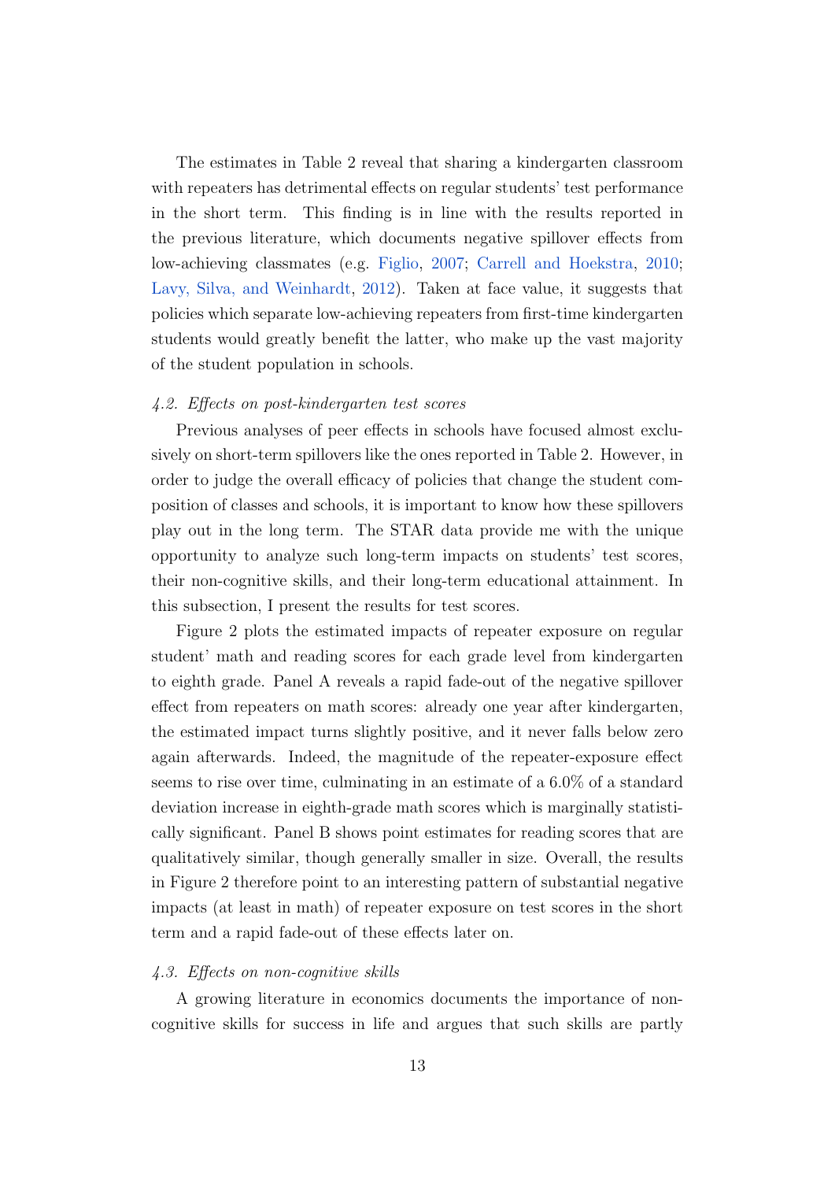The estimates in Table 2 reveal that sharing a kindergarten classroom with repeaters has detrimental effects on regular students' test performance in the short term. This finding is in line with the results reported in the previous literature, which documents negative spillover effects from low-achieving classmates (e.g. Figlio, 2007; Carrell and Hoekstra, 2010; Lavy, Silva, and Weinhardt, 2012). Taken at face value, it suggests that policies which separate low-achieving repeaters from first-time kindergarten students would greatly benefit the latter, who make up the vast majority of the student population in schools.

### *4.2. Effects on post-kindergarten test scores*

Previous analyses of peer effects in schools have focused almost exclusively on short-term spillovers like the ones reported in Table 2. However, in order to judge the overall efficacy of policies that change the student composition of classes and schools, it is important to know how these spillovers play out in the long term. The STAR data provide me with the unique opportunity to analyze such long-term impacts on students' test scores, their non-cognitive skills, and their long-term educational attainment. In this subsection, I present the results for test scores.

Figure 2 plots the estimated impacts of repeater exposure on regular student' math and reading scores for each grade level from kindergarten to eighth grade. Panel A reveals a rapid fade-out of the negative spillover effect from repeaters on math scores: already one year after kindergarten, the estimated impact turns slightly positive, and it never falls below zero again afterwards. Indeed, the magnitude of the repeater-exposure effect seems to rise over time, culminating in an estimate of a 6.0% of a standard deviation increase in eighth-grade math scores which is marginally statistically significant. Panel B shows point estimates for reading scores that are qualitatively similar, though generally smaller in size. Overall, the results in Figure 2 therefore point to an interesting pattern of substantial negative impacts (at least in math) of repeater exposure on test scores in the short term and a rapid fade-out of these effects later on.

### *4.3. Effects on non-cognitive skills*

A growing literature in economics documents the importance of non-cognitive skills for success in life and argues that such skills are partly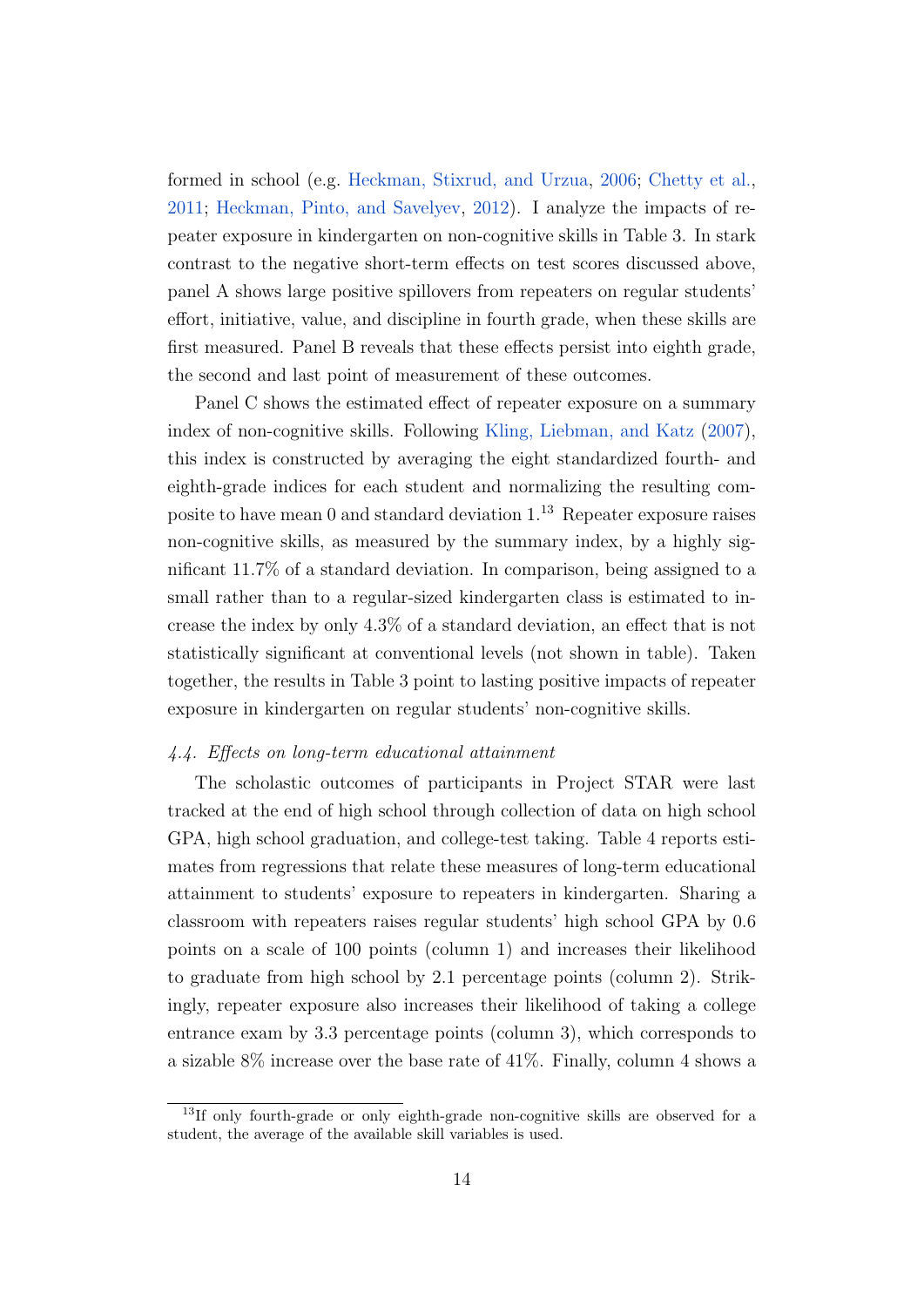formed in school (e.g. Heckman, Stixrud, and Urzua, 2006; Chetty et al., 2011; Heckman, Pinto, and Savelyev, 2012). I analyze the impacts of repeater exposure in kindergarten on non-cognitive skills in Table 3. In stark contrast to the negative short-term effects on test scores discussed above, panel A shows large positive spillovers from repeaters on regular students' effort, initiative, value, and discipline in fourth grade, when these skills are first measured. Panel B reveals that these effects persist into eighth grade, the second and last point of measurement of these outcomes.

Panel C shows the estimated effect of repeater exposure on a summary index of non-cognitive skills. Following Kling, Liebman, and Katz (2007), this index is constructed by averaging the eight standardized fourth- and eighth-grade indices for each student and normalizing the resulting composite to have mean 0 and standard deviation 1.[13] Repeater exposure raises non-cognitive skills, as measured by the summary index, by a highly significant 11.7% of a standard deviation. In comparison, being assigned to a small rather than to a regular-sized kindergarten class is estimated to increase the index by only 4.3% of a standard deviation, an effect that is not statistically significant at conventional levels (not shown in table). Taken together, the results in Table 3 point to lasting positive impacts of repeater exposure in kindergarten on regular students' non-cognitive skills.

### *4.4. Effects on long-term educational attainment*

The scholastic outcomes of participants in Project STAR were last tracked at the end of high school through collection of data on high school GPA, high school graduation, and college-test taking. Table 4 reports estimates from regressions that relate these measures of long-term educational attainment to students' exposure to repeaters in kindergarten. Sharing a classroom with repeaters raises regular students' high school GPA by 0.6 points on a scale of 100 points (column 1) and increases their likelihood to graduate from high school by 2.1 percentage points (column 2). Strikingly, repeater exposure also increases their likelihood of taking a college entrance exam by 3.3 percentage points (column 3), which corresponds to a sizable 8% increase over the base rate of 41%. Finally, column 4 shows a

[13] If only fourth-grade or only eighth-grade non-cognitive skills are observed for a student, the average of the available skill variables is used.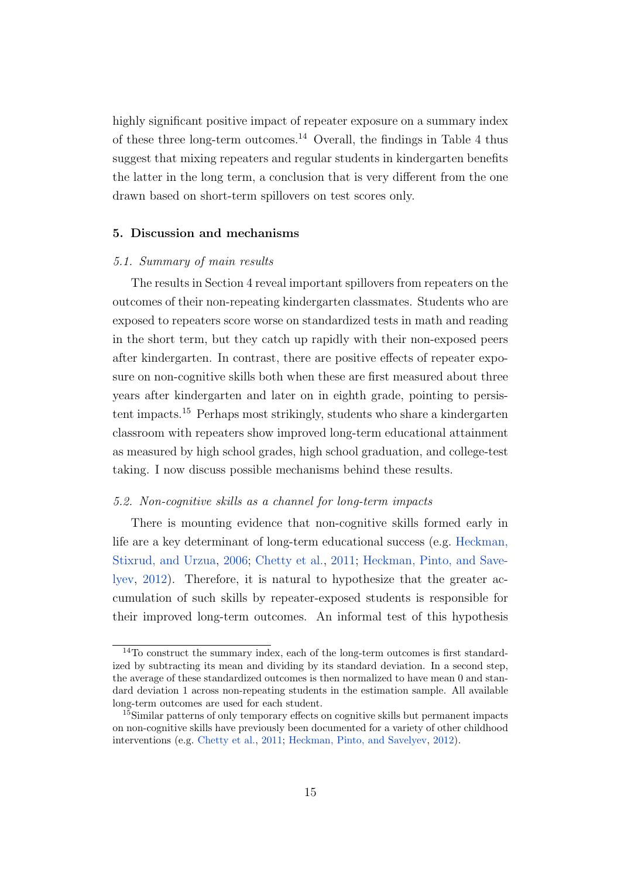highly significant positive impact of repeater exposure on a summary index of these three long-term outcomes.[14] Overall, the findings in Table 4 thus suggest that mixing repeaters and regular students in kindergarten benefits the latter in the long term, a conclusion that is very different from the one drawn based on short-term spillovers on test scores only.

## 5. Discussion and mechanisms

### *5.1. Summary of main results*

The results in Section 4 reveal important spillovers from repeaters on the outcomes of their non-repeating kindergarten classmates. Students who are exposed to repeaters score worse on standardized tests in math and reading in the short term, but they catch up rapidly with their non-exposed peers after kindergarten. In contrast, there are positive effects of repeater exposure on non-cognitive skills both when these are first measured about three years after kindergarten and later on in eighth grade, pointing to persistent impacts.[15] Perhaps most strikingly, students who share a kindergarten classroom with repeaters show improved long-term educational attainment as measured by high school grades, high school graduation, and college-test taking. I now discuss possible mechanisms behind these results.

### *5.2. Non-cognitive skills as a channel for long-term impacts*

There is mounting evidence that non-cognitive skills formed early in life are a key determinant of long-term educational success (e.g. Heckman, Stixrud, and Urzua, 2006; Chetty et al., 2011; Heckman, Pinto, and Savelyev, 2012). Therefore, it is natural to hypothesize that the greater accumulation of such skills by repeater-exposed students is responsible for their improved long-term outcomes. An informal test of this hypothesis

[14] To construct the summary index, each of the long-term outcomes is first standardized by subtracting its mean and dividing by its standard deviation. In a second step, the average of these standardized outcomes is then normalized to have mean 0 and standard deviation 1 across non-repeating students in the estimation sample. All available long-term outcomes are used for each student.

[15] Similar patterns of only temporary effects on cognitive skills but permanent impacts on non-cognitive skills have previously been documented for a variety of other childhood interventions (e.g. Chetty et al., 2011; Heckman, Pinto, and Savelyev, 2012).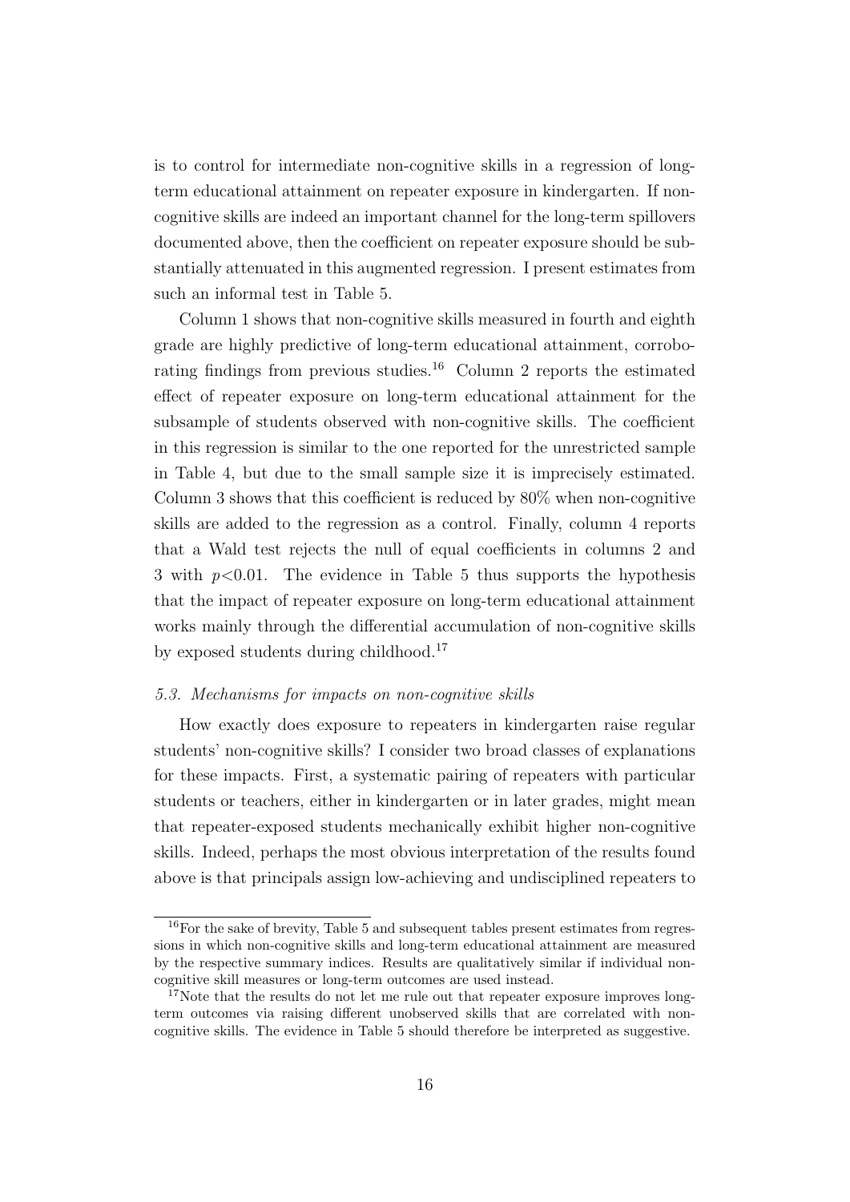is to control for intermediate non-cognitive skills in a regression of long-term educational attainment on repeater exposure in kindergarten. If non-cognitive skills are indeed an important channel for the long-term spillovers documented above, then the coefficient on repeater exposure should be substantially attenuated in this augmented regression. I present estimates from such an informal test in Table 5.

Column 1 shows that non-cognitive skills measured in fourth and eighth grade are highly predictive of long-term educational attainment, corroborating findings from previous studies.[16] Column 2 reports the estimated effect of repeater exposure on long-term educational attainment for the subsample of students observed with non-cognitive skills. The coefficient in this regression is similar to the one reported for the unrestricted sample in Table 4, but due to the small sample size it is imprecisely estimated. Column 3 shows that this coefficient is reduced by 80% when non-cognitive skills are added to the regression as a control. Finally, column 4 reports that a Wald test rejects the null of equal coefficients in columns 2 and 3 with $p<0.01$. The evidence in Table 5 thus supports the hypothesis that the impact of repeater exposure on long-term educational attainment works mainly through the differential accumulation of non-cognitive skills by exposed students during childhood.[17]

### *5.3. Mechanisms for impacts on non-cognitive skills*

How exactly does exposure to repeaters in kindergarten raise regular students' non-cognitive skills? I consider two broad classes of explanations for these impacts. First, a systematic pairing of repeaters with particular students or teachers, either in kindergarten or in later grades, might mean that repeater-exposed students mechanically exhibit higher non-cognitive skills. Indeed, perhaps the most obvious interpretation of the results found above is that principals assign low-achieving and undisciplined repeaters to

[16] For the sake of brevity, Table 5 and subsequent tables present estimates from regressions in which non-cognitive skills and long-term educational attainment are measured by the respective summary indices. Results are qualitatively similar if individual non-cognitive skill measures or long-term outcomes are used instead.

[17] Note that the results do not let me rule out that repeater exposure improves long-term outcomes via raising different unobserved skills that are correlated with non-cognitive skills. The evidence in Table 5 should therefore be interpreted as suggestive.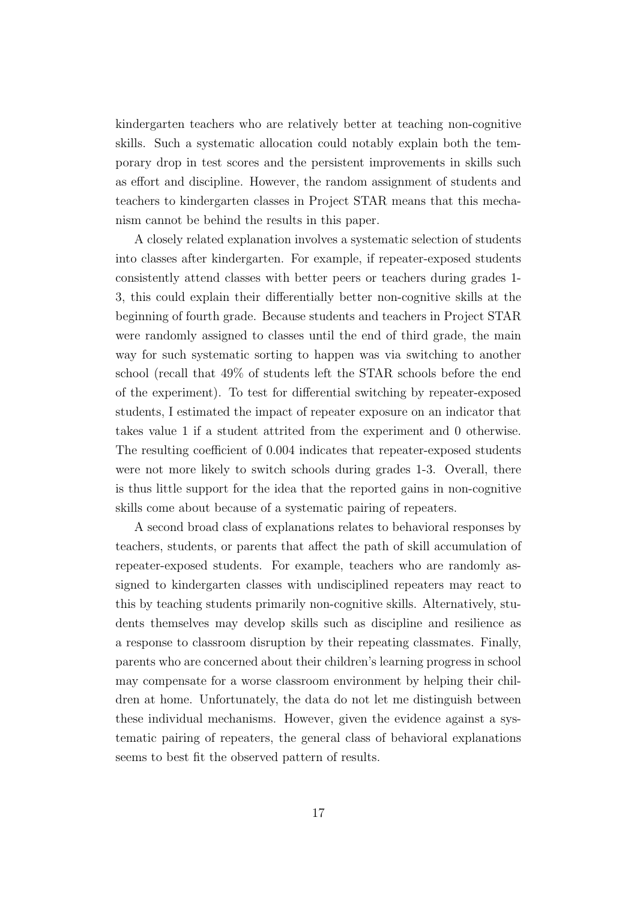kindergarten teachers who are relatively better at teaching non-cognitive skills. Such a systematic allocation could notably explain both the temporary drop in test scores and the persistent improvements in skills such as effort and discipline. However, the random assignment of students and teachers to kindergarten classes in Project STAR means that this mechanism cannot be behind the results in this paper.

A closely related explanation involves a systematic selection of students into classes after kindergarten. For example, if repeater-exposed students consistently attend classes with better peers or teachers during grades 1-3, this could explain their differentially better non-cognitive skills at the beginning of fourth grade. Because students and teachers in Project STAR were randomly assigned to classes until the end of third grade, the main way for such systematic sorting to happen was via switching to another school (recall that 49% of students left the STAR schools before the end of the experiment). To test for differential switching by repeater-exposed students, I estimated the impact of repeater exposure on an indicator that takes value 1 if a student attrited from the experiment and 0 otherwise. The resulting coefficient of 0.004 indicates that repeater-exposed students were not more likely to switch schools during grades 1-3. Overall, there is thus little support for the idea that the reported gains in non-cognitive skills come about because of a systematic pairing of repeaters.

A second broad class of explanations relates to behavioral responses by teachers, students, or parents that affect the path of skill accumulation of repeater-exposed students. For example, teachers who are randomly assigned to kindergarten classes with undisciplined repeaters may react to this by teaching students primarily non-cognitive skills. Alternatively, students themselves may develop skills such as discipline and resilience as a response to classroom disruption by their repeating classmates. Finally, parents who are concerned about their children's learning progress in school may compensate for a worse classroom environment by helping their children at home. Unfortunately, the data do not let me distinguish between these individual mechanisms. However, given the evidence against a systematic pairing of repeaters, the general class of behavioral explanations seems to best fit the observed pattern of results.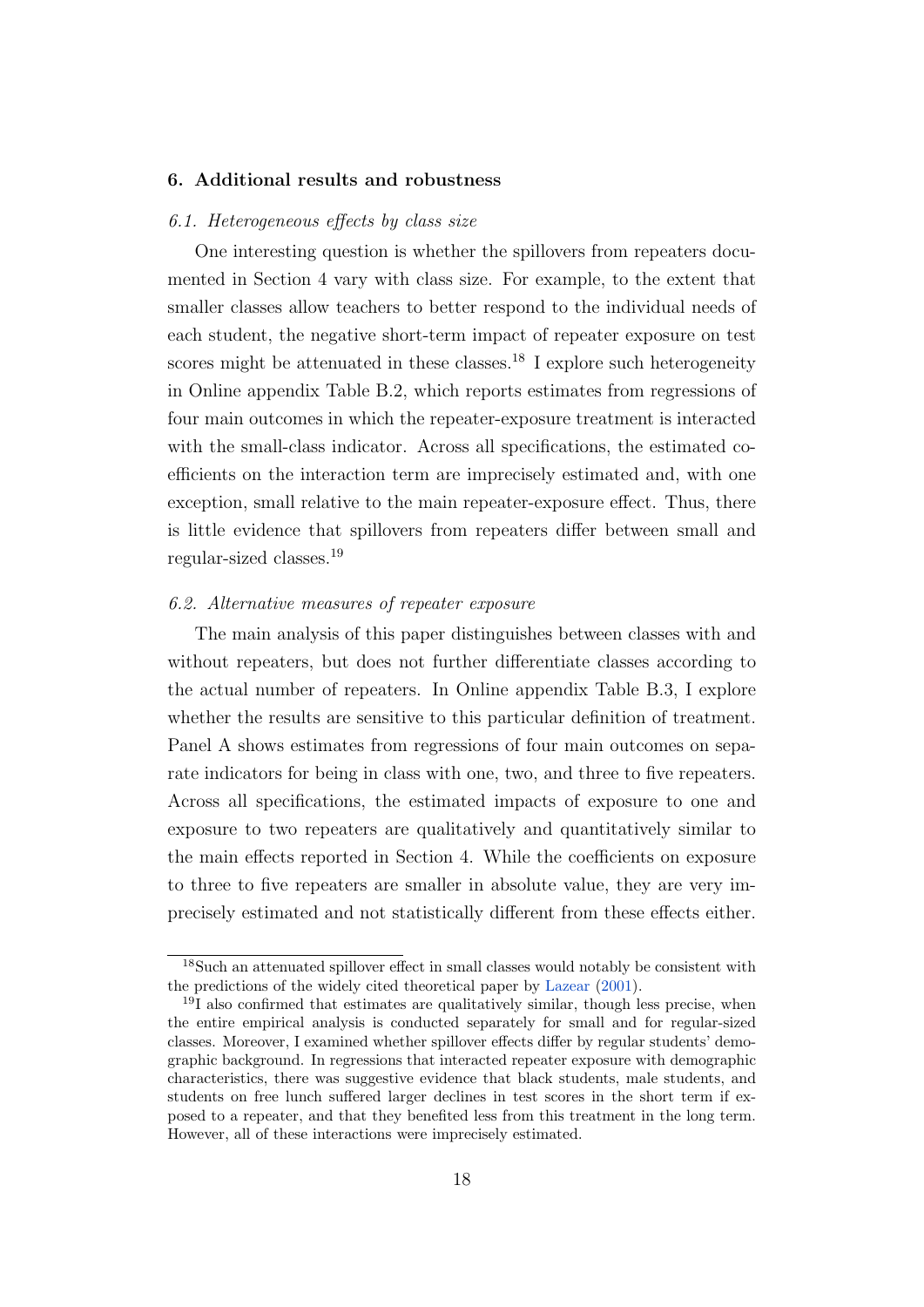## 6. Additional results and robustness

### *6.1. Heterogeneous effects by class size*

One interesting question is whether the spillovers from repeaters documented in Section 4 vary with class size. For example, to the extent that smaller classes allow teachers to better respond to the individual needs of each student, the negative short-term impact of repeater exposure on test scores might be attenuated in these classes.[18] I explore such heterogeneity in Online appendix Table B.2, which reports estimates from regressions of four main outcomes in which the repeater-exposure treatment is interacted with the small-class indicator. Across all specifications, the estimated coefficients on the interaction term are imprecisely estimated and, with one exception, small relative to the main repeater-exposure effect. Thus, there is little evidence that spillovers from repeaters differ between small and regular-sized classes.[19]

### *6.2. Alternative measures of repeater exposure*

The main analysis of this paper distinguishes between classes with and without repeaters, but does not further differentiate classes according to the actual number of repeaters. In Online appendix Table B.3, I explore whether the results are sensitive to this particular definition of treatment. Panel A shows estimates from regressions of four main outcomes on separate indicators for being in class with one, two, and three to five repeaters. Across all specifications, the estimated impacts of exposure to one and exposure to two repeaters are qualitatively and quantitatively similar to the main effects reported in Section 4. While the coefficients on exposure to three to five repeaters are smaller in absolute value, they are very imprecisely estimated and not statistically different from these effects either.

---

[18] Such an attenuated spillover effect in small classes would notably be consistent with the predictions of the widely cited theoretical paper by Lazear (2001).

[19] I also confirmed that estimates are qualitatively similar, though less precise, when the entire empirical analysis is conducted separately for small and for regular-sized classes. Moreover, I examined whether spillover effects differ by regular students' demographic background. In regressions that interacted repeater exposure with demographic characteristics, there was suggestive evidence that black students, male students, and students on free lunch suffered larger declines in test scores in the short term if exposed to a repeater, and that they benefited less from this treatment in the long term. However, all of these interactions were imprecisely estimated.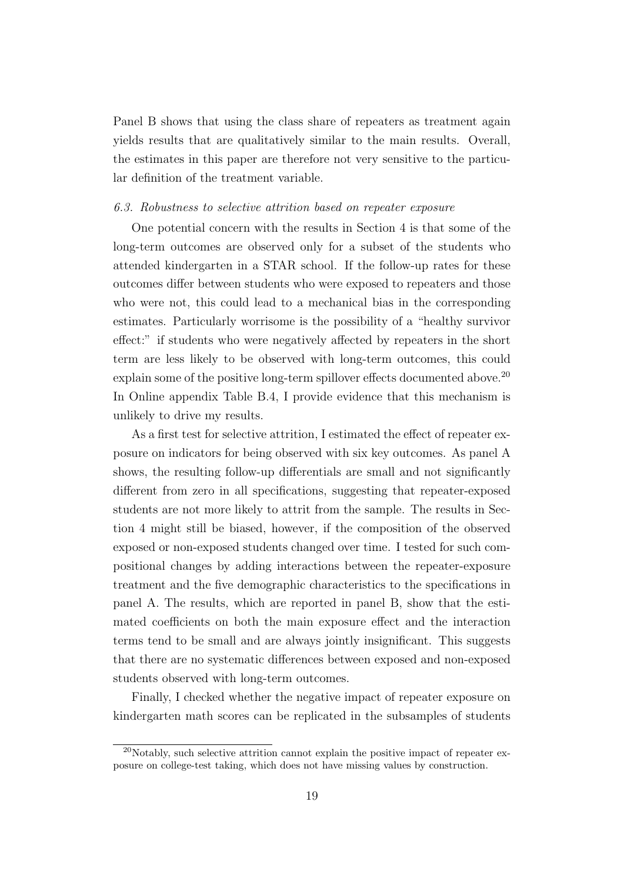Panel B shows that using the class share of repeaters as treatment again yields results that are qualitatively similar to the main results. Overall, the estimates in this paper are therefore not very sensitive to the particular definition of the treatment variable.

### *6.3. Robustness to selective attrition based on repeater exposure*

One potential concern with the results in Section 4 is that some of the long-term outcomes are observed only for a subset of the students who attended kindergarten in a STAR school. If the follow-up rates for these outcomes differ between students who were exposed to repeaters and those who were not, this could lead to a mechanical bias in the corresponding estimates. Particularly worrisome is the possibility of a "healthy survivor effect:" if students who were negatively affected by repeaters in the short term are less likely to be observed with long-term outcomes, this could explain some of the positive long-term spillover effects documented above.[20] In Online appendix Table B.4, I provide evidence that this mechanism is unlikely to drive my results.

As a first test for selective attrition, I estimated the effect of repeater exposure on indicators for being observed with six key outcomes. As panel A shows, the resulting follow-up differentials are small and not significantly different from zero in all specifications, suggesting that repeater-exposed students are not more likely to attrit from the sample. The results in Section 4 might still be biased, however, if the composition of the observed exposed or non-exposed students changed over time. I tested for such compositional changes by adding interactions between the repeater-exposure treatment and the five demographic characteristics to the specifications in panel A. The results, which are reported in panel B, show that the estimated coefficients on both the main exposure effect and the interaction terms tend to be small and are always jointly insignificant. This suggests that there are no systematic differences between exposed and non-exposed students observed with long-term outcomes.

Finally, I checked whether the negative impact of repeater exposure on kindergarten math scores can be replicated in the subsamples of students

[20] Notably, such selective attrition cannot explain the positive impact of repeater exposure on college-test taking, which does not have missing values by construction.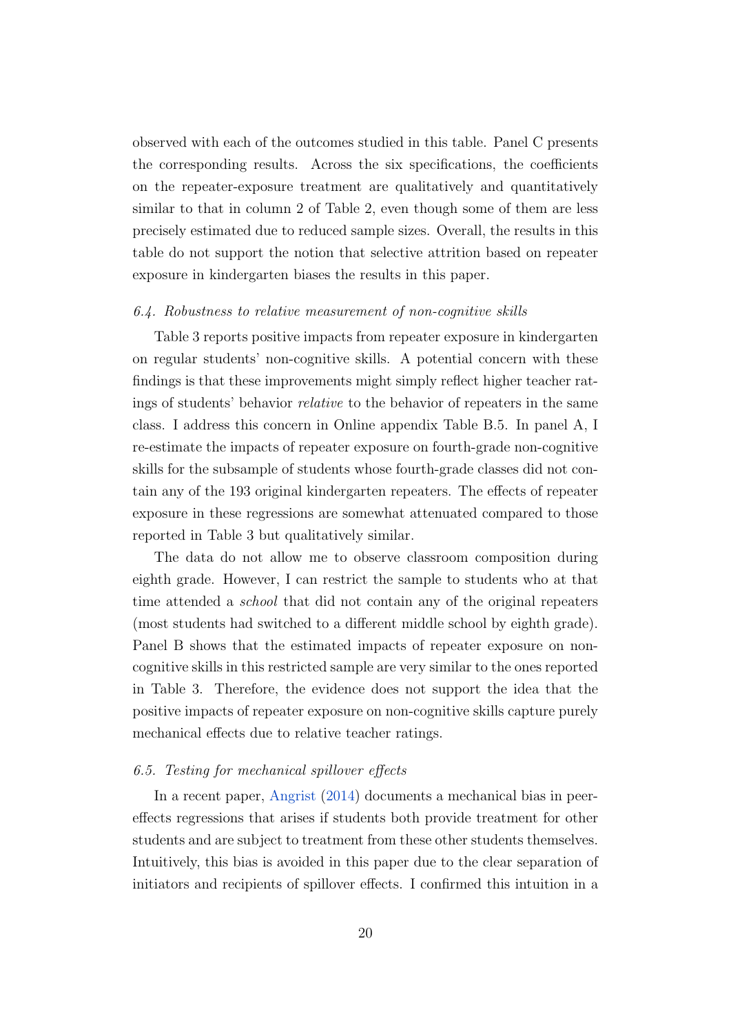observed with each of the outcomes studied in this table. Panel C presents the corresponding results. Across the six specifications, the coefficients on the repeater-exposure treatment are qualitatively and quantitatively similar to that in column 2 of Table 2, even though some of them are less precisely estimated due to reduced sample sizes. Overall, the results in this table do not support the notion that selective attrition based on repeater exposure in kindergarten biases the results in this paper.

### *6.4. Robustness to relative measurement of non-cognitive skills*

Table 3 reports positive impacts from repeater exposure in kindergarten on regular students' non-cognitive skills. A potential concern with these findings is that these improvements might simply reflect higher teacher ratings of students' behavior *relative* to the behavior of repeaters in the same class. I address this concern in Online appendix Table B.5. In panel A, I re-estimate the impacts of repeater exposure on fourth-grade non-cognitive skills for the subsample of students whose fourth-grade classes did not contain any of the 193 original kindergarten repeaters. The effects of repeater exposure in these regressions are somewhat attenuated compared to those reported in Table 3 but qualitatively similar.

The data do not allow me to observe classroom composition during eighth grade. However, I can restrict the sample to students who at that time attended a *school* that did not contain any of the original repeaters (most students had switched to a different middle school by eighth grade). Panel B shows that the estimated impacts of repeater exposure on non-cognitive skills in this restricted sample are very similar to the ones reported in Table 3. Therefore, the evidence does not support the idea that the positive impacts of repeater exposure on non-cognitive skills capture purely mechanical effects due to relative teacher ratings.

### *6.5. Testing for mechanical spillover effects*

In a recent paper, Angrist (2014) documents a mechanical bias in peer-effects regressions that arises if students both provide treatment for other students and are subject to treatment from these other students themselves. Intuitively, this bias is avoided in this paper due to the clear separation of initiators and recipients of spillover effects. I confirmed this intuition in a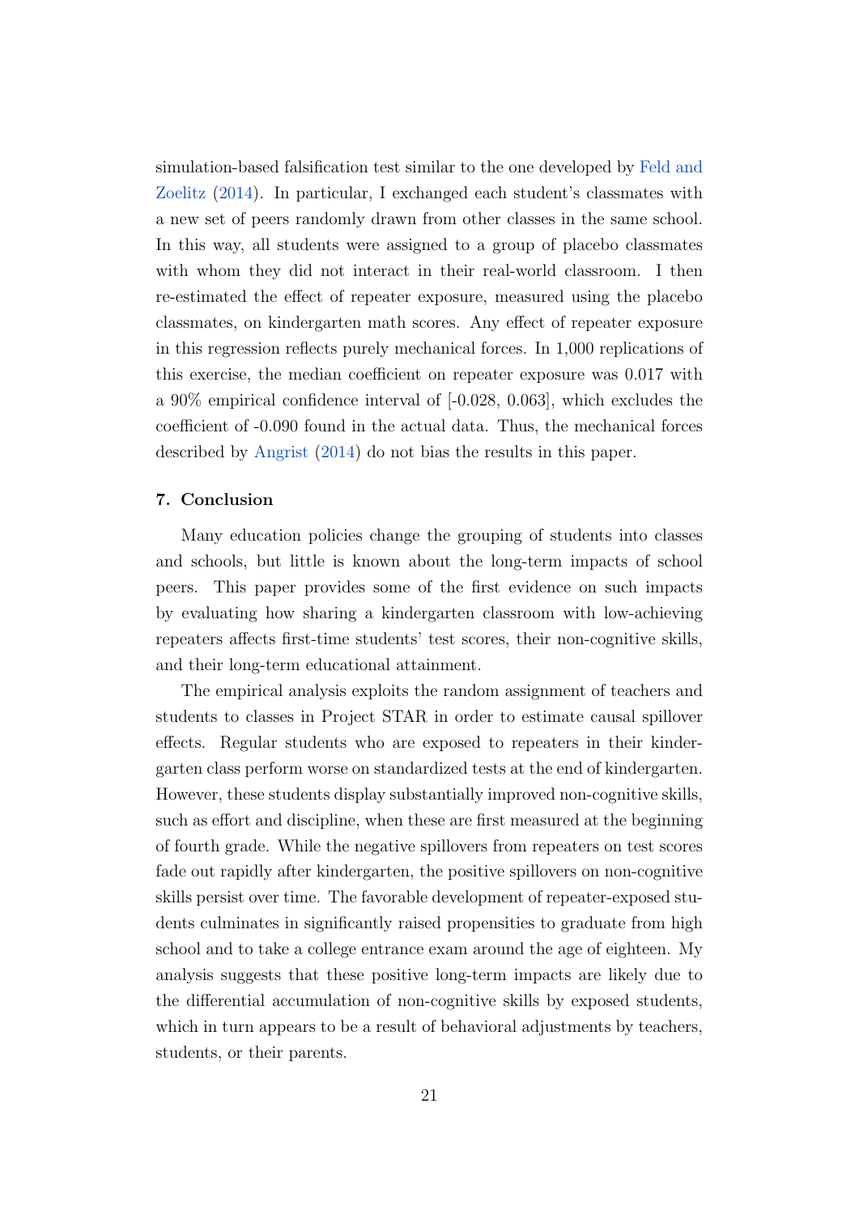simulation-based falsification test similar to the one developed by Feld and Zoelitz (2014). In particular, I exchanged each student's classmates with a new set of peers randomly drawn from other classes in the same school. In this way, all students were assigned to a group of placebo classmates with whom they did not interact in their real-world classroom. I then re-estimated the effect of repeater exposure, measured using the placebo classmates, on kindergarten math scores. Any effect of repeater exposure in this regression reflects purely mechanical forces. In 1,000 replications of this exercise, the median coefficient on repeater exposure was 0.017 with a 90% empirical confidence interval of [-0.028, 0.063], which excludes the coefficient of -0.090 found in the actual data. Thus, the mechanical forces described by Angrist (2014) do not bias the results in this paper.

## 7. Conclusion

Many education policies change the grouping of students into classes and schools, but little is known about the long-term impacts of school peers. This paper provides some of the first evidence on such impacts by evaluating how sharing a kindergarten classroom with low-achieving repeaters affects first-time students' test scores, their non-cognitive skills, and their long-term educational attainment.

The empirical analysis exploits the random assignment of teachers and students to classes in Project STAR in order to estimate causal spillover effects. Regular students who are exposed to repeaters in their kindergarten class perform worse on standardized tests at the end of kindergarten. However, these students display substantially improved non-cognitive skills, such as effort and discipline, when these are first measured at the beginning of fourth grade. While the negative spillovers from repeaters on test scores fade out rapidly after kindergarten, the positive spillovers on non-cognitive skills persist over time. The favorable development of repeater-exposed students culminates in significantly raised propensities to graduate from high school and to take a college entrance exam around the age of eighteen. My analysis suggests that these positive long-term impacts are likely due to the differential accumulation of non-cognitive skills by exposed students, which in turn appears to be a result of behavioral adjustments by teachers, students, or their parents.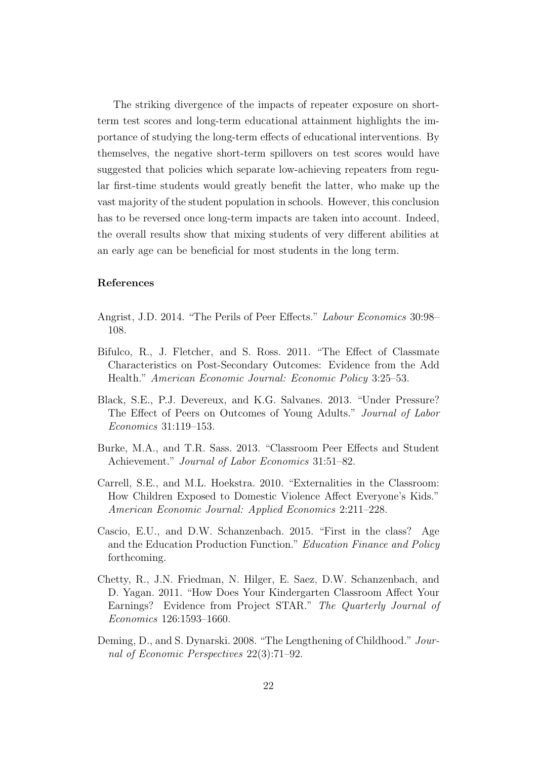The striking divergence of the impacts of repeater exposure on short-term test scores and long-term educational attainment highlights the importance of studying the long-term effects of educational interventions. By themselves, the negative short-term spillovers on test scores would have suggested that policies which separate low-achieving repeaters from regular first-time students would greatly benefit the latter, who make up the vast majority of the student population in schools. However, this conclusion has to be reversed once long-term impacts are taken into account. Indeed, the overall results show that mixing students of very different abilities at an early age can be beneficial for most students in the long term.

## References

Angrist, J.D. 2014. "The Perils of Peer Effects." *Labour Economics* 30:98–108.

Bifulco, R., J. Fletcher, and S. Ross. 2011. "The Effect of Classmate Characteristics on Post-Secondary Outcomes: Evidence from the Add Health." *American Economic Journal: Economic Policy* 3:25–53.

Black, S.E., P.J. Devereux, and K.G. Salvanes. 2013. "Under Pressure? The Effect of Peers on Outcomes of Young Adults." *Journal of Labor Economics* 31:119–153.

Burke, M.A., and T.R. Sass. 2013. "Classroom Peer Effects and Student Achievement." *Journal of Labor Economics* 31:51–82.

Carrell, S.E., and M.L. Hoekstra. 2010. "Externalities in the Classroom: How Children Exposed to Domestic Violence Affect Everyone's Kids." *American Economic Journal: Applied Economics* 2:211–228.

Cascio, E.U., and D.W. Schanzenbach. 2015. "First in the class? Age and the Education Production Function." *Education Finance and Policy* forthcoming.

Chetty, R., J.N. Friedman, N. Hilger, E. Saez, D.W. Schanzenbach, and D. Yagan. 2011. "How Does Your Kindergarten Classroom Affect Your Earnings? Evidence from Project STAR." *The Quarterly Journal of Economics* 126:1593–1660.

Deming, D., and S. Dynarski. 2008. "The Lengthening of Childhood." *Journal of Economic Perspectives* 22(3):71–92.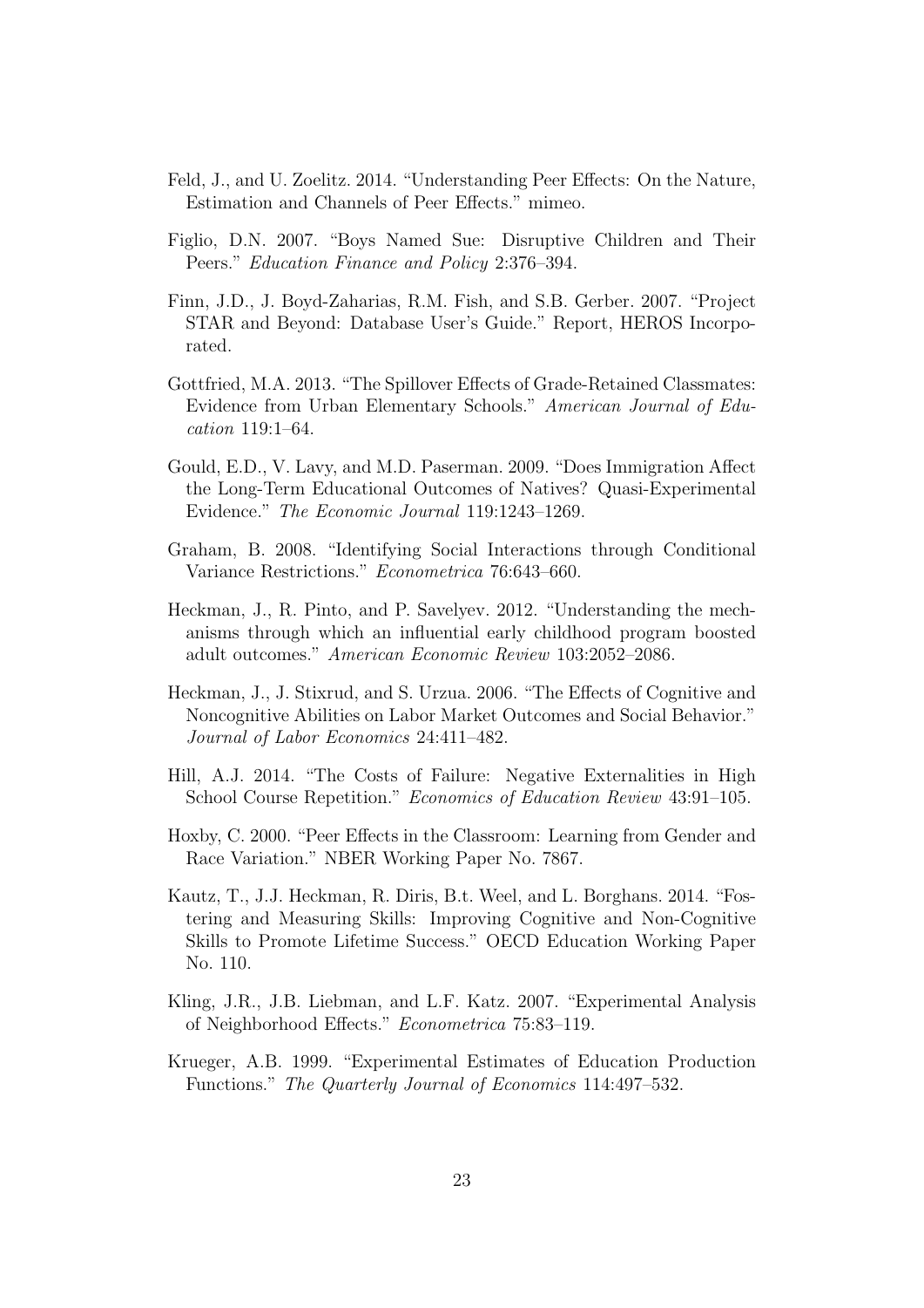Feld, J., and U. Zoelitz. 2014. "Understanding Peer Effects: On the Nature, Estimation and Channels of Peer Effects." mimeo.

Figlio, D.N. 2007. "Boys Named Sue: Disruptive Children and Their Peers." *Education Finance and Policy* 2:376–394.

Finn, J.D., J. Boyd-Zaharias, R.M. Fish, and S.B. Gerber. 2007. "Project STAR and Beyond: Database User's Guide." Report, HEROS Incorporated.

Gottfried, M.A. 2013. "The Spillover Effects of Grade-Retained Classmates: Evidence from Urban Elementary Schools." *American Journal of Education* 119:1–64.

Gould, E.D., V. Lavy, and M.D. Paserman. 2009. "Does Immigration Affect the Long-Term Educational Outcomes of Natives? Quasi-Experimental Evidence." *The Economic Journal* 119:1243–1269.

Graham, B. 2008. "Identifying Social Interactions through Conditional Variance Restrictions." *Econometrica* 76:643–660.

Heckman, J., R. Pinto, and P. Savelyev. 2012. "Understanding the mechanisms through which an influential early childhood program boosted adult outcomes." *American Economic Review* 103:2052–2086.

Heckman, J., J. Stixrud, and S. Urzua. 2006. "The Effects of Cognitive and Noncognitive Abilities on Labor Market Outcomes and Social Behavior." *Journal of Labor Economics* 24:411–482.

Hill, A.J. 2014. "The Costs of Failure: Negative Externalities in High School Course Repetition." *Economics of Education Review* 43:91–105.

Hoxby, C. 2000. "Peer Effects in the Classroom: Learning from Gender and Race Variation." NBER Working Paper No. 7867.

Kautz, T., J.J. Heckman, R. Diris, B.t. Weel, and L. Borghans. 2014. "Fostering and Measuring Skills: Improving Cognitive and Non-Cognitive Skills to Promote Lifetime Success." OECD Education Working Paper No. 110.

Kling, J.R., J.B. Liebman, and L.F. Katz. 2007. "Experimental Analysis of Neighborhood Effects." *Econometrica* 75:83–119.

Krueger, A.B. 1999. "Experimental Estimates of Education Production Functions." *The Quarterly Journal of Economics* 114:497–532.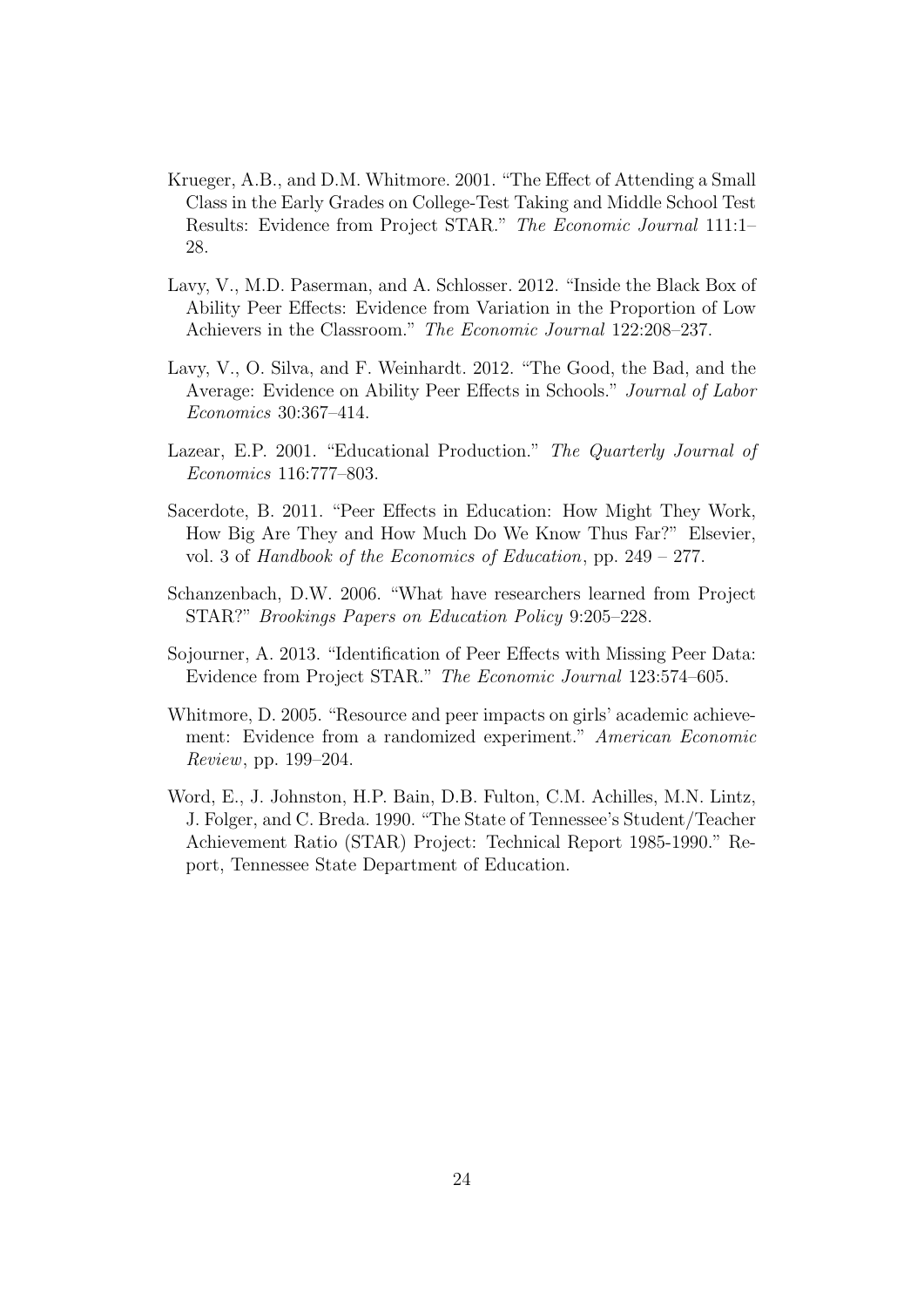Krueger, A.B., and D.M. Whitmore. 2001. "The Effect of Attending a Small Class in the Early Grades on College-Test Taking and Middle School Test Results: Evidence from Project STAR." *The Economic Journal* 111:1–28.

Lavy, V., M.D. Paserman, and A. Schlosser. 2012. "Inside the Black Box of Ability Peer Effects: Evidence from Variation in the Proportion of Low Achievers in the Classroom." *The Economic Journal* 122:208–237.

Lavy, V., O. Silva, and F. Weinhardt. 2012. "The Good, the Bad, and the Average: Evidence on Ability Peer Effects in Schools." *Journal of Labor Economics* 30:367–414.

Lazear, E.P. 2001. "Educational Production." *The Quarterly Journal of Economics* 116:777–803.

Sacerdote, B. 2011. "Peer Effects in Education: How Might They Work, How Big Are They and How Much Do We Know Thus Far?" Elsevier, vol. 3 of *Handbook of the Economics of Education*, pp. 249 – 277.

Schanzenbach, D.W. 2006. "What have researchers learned from Project STAR?" *Brookings Papers on Education Policy* 9:205–228.

Sojourner, A. 2013. "Identification of Peer Effects with Missing Peer Data: Evidence from Project STAR." *The Economic Journal* 123:574–605.

Whitmore, D. 2005. "Resource and peer impacts on girls' academic achievement: Evidence from a randomized experiment." *American Economic Review*, pp. 199–204.

Word, E., J. Johnston, H.P. Bain, D.B. Fulton, C.M. Achilles, M.N. Lintz, J. Folger, and C. Breda. 1990. "The State of Tennessee's Student/Teacher Achievement Ratio (STAR) Project: Technical Report 1985-1990." Report, Tennessee State Department of Education.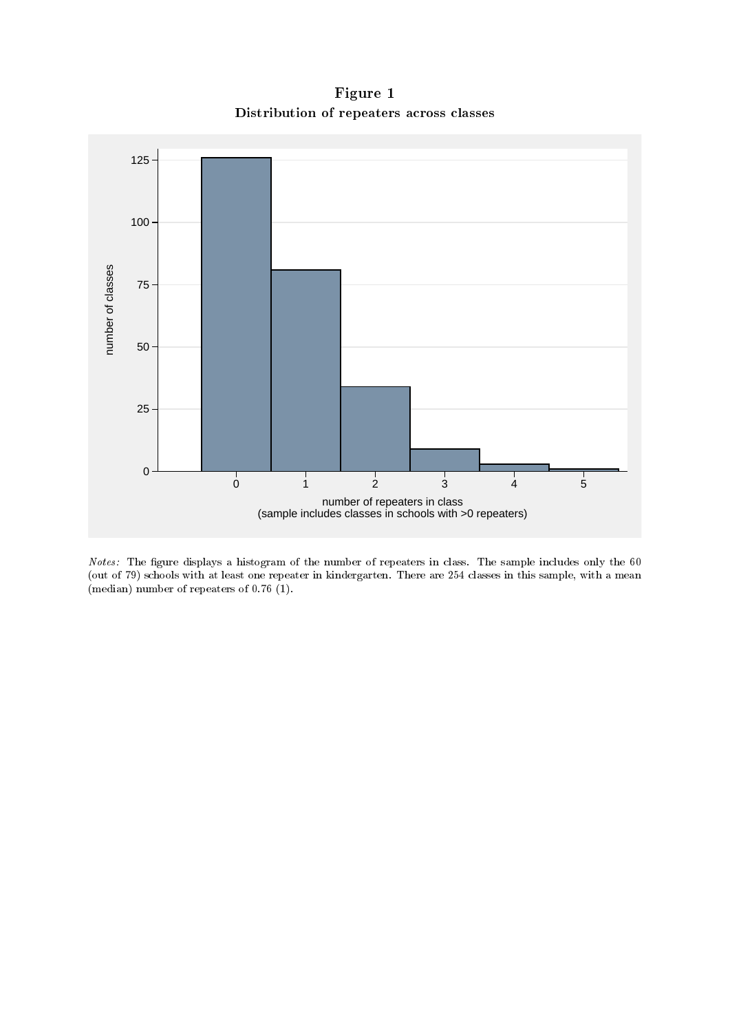**Figure 1**
**Distribution of repeaters across classes**

*Notes:* The figure displays a histogram of the number of repeaters in class. The sample includes only the 60 (out of 79) schools with at least one repeater in kindergarten. There are 254 classes in this sample, with a mean (median) number of repeaters of 0.76 (1).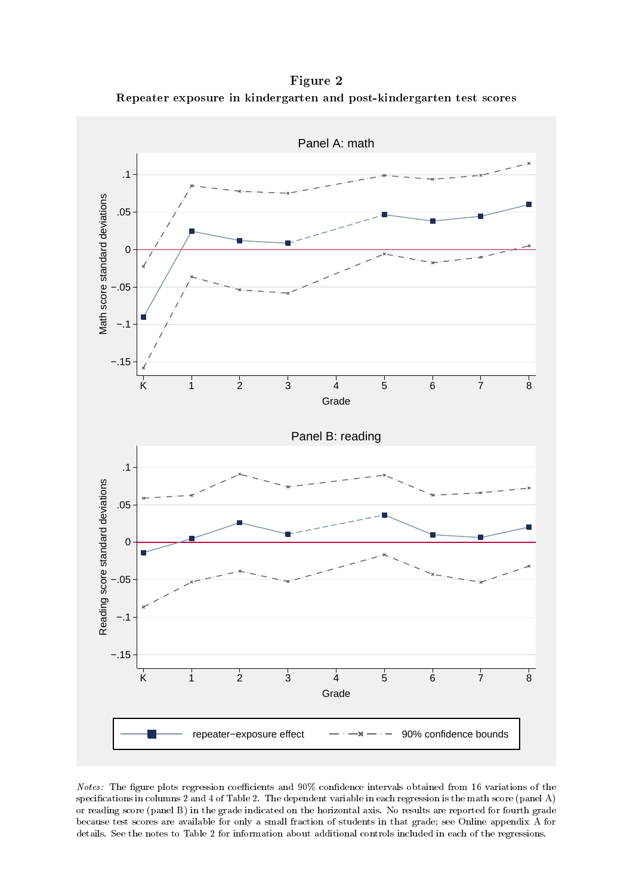# Figure 2

**Repeater exposure in kindergarten and post-kindergarten test scores**

*Notes:* The figure plots regression coefficients and 90% confidence intervals obtained from 16 variations of the specifications in columns 2 and 4 of Table 2. The dependent variable in each regression is the math score (panel A) or reading score (panel B) in the grade indicated on the horizontal axis. No results are reported for fourth grade because test scores are available for only a small fraction of students in that grade; see Online appendix A for details. See the notes to Table 2 for information about additional controls included in each of the regressions.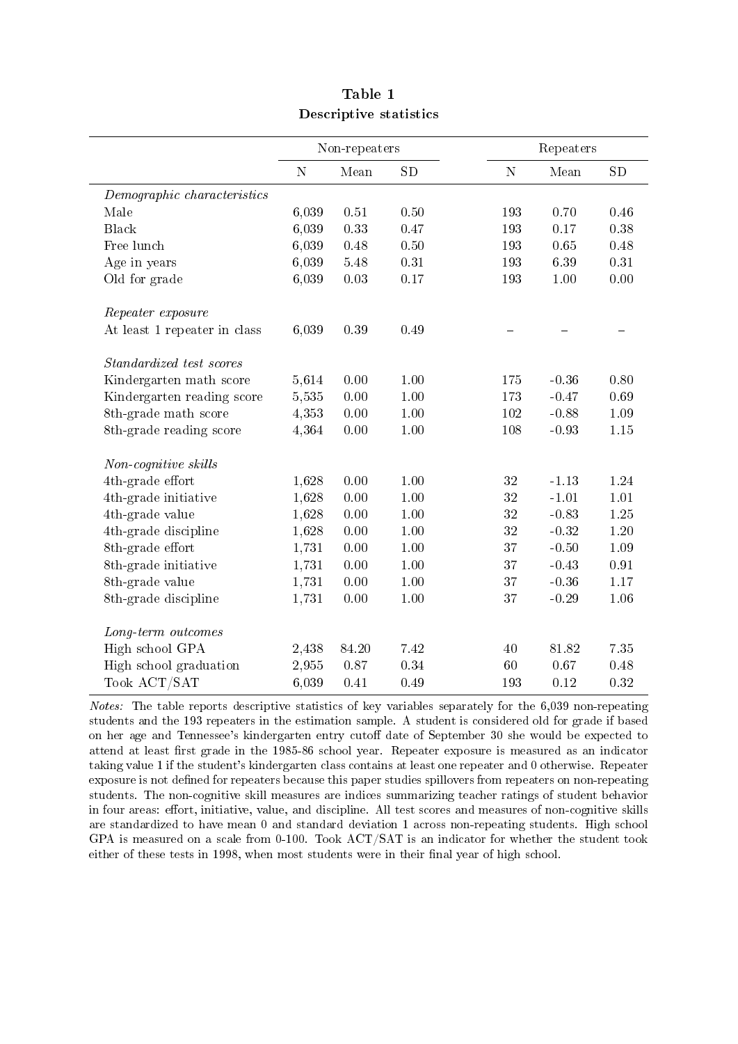**Table 1**
**Descriptive statistics**

| | Non-repeaters | | | Repeaters | | |
|---|---|---|---|---|---|---|
| | N | Mean | SD | N | Mean | SD |
| *Demographic characteristics* | | | | | | |
| Male | 6,039 | 0.51 | 0.50 | 193 | 0.70 | 0.46 |
| Black | 6,039 | 0.33 | 0.47 | 193 | 0.17 | 0.38 |
| Free lunch | 6,039 | 0.48 | 0.50 | 193 | 0.65 | 0.48 |
| Age in years | 6,039 | 5.48 | 0.31 | 193 | 6.39 | 0.31 |
| Old for grade | 6,039 | 0.03 | 0.17 | 193 | 1.00 | 0.00 |
| *Repeater exposure* | | | | | | |
| At least 1 repeater in class | 6,039 | 0.39 | 0.49 | – | – | – |
| *Standardized test scores* | | | | | | |
| Kindergarten math score | 5,614 | 0.00 | 1.00 | 175 | -0.36 | 0.80 |
| Kindergarten reading score | 5,535 | 0.00 | 1.00 | 173 | -0.47 | 0.69 |
| 8th-grade math score | 4,353 | 0.00 | 1.00 | 102 | -0.88 | 1.09 |
| 8th-grade reading score | 4,364 | 0.00 | 1.00 | 108 | -0.93 | 1.15 |
| *Non-cognitive skills* | | | | | | |
| 4th-grade effort | 1,628 | 0.00 | 1.00 | 32 | -1.13 | 1.24 |
| 4th-grade initiative | 1,628 | 0.00 | 1.00 | 32 | -1.01 | 1.01 |
| 4th-grade value | 1,628 | 0.00 | 1.00 | 32 | -0.83 | 1.25 |
| 4th-grade discipline | 1,628 | 0.00 | 1.00 | 32 | -0.32 | 1.20 |
| 8th-grade effort | 1,731 | 0.00 | 1.00 | 37 | -0.50 | 1.09 |
| 8th-grade initiative | 1,731 | 0.00 | 1.00 | 37 | -0.43 | 0.91 |
| 8th-grade value | 1,731 | 0.00 | 1.00 | 37 | -0.36 | 1.17 |
| 8th-grade discipline | 1,731 | 0.00 | 1.00 | 37 | -0.29 | 1.06 |
| *Long-term outcomes* | | | | | | |
| High school GPA | 2,438 | 84.20 | 7.42 | 40 | 81.82 | 7.35 |
| High school graduation | 2,955 | 0.87 | 0.34 | 60 | 0.67 | 0.48 |
| Took ACT/SAT | 6,039 | 0.41 | 0.49 | 193 | 0.12 | 0.32 |

*Notes:* The table reports descriptive statistics of key variables separately for the 6,039 non-repeating students and the 193 repeaters in the estimation sample. A student is considered old for grade if based on her age and Tennessee's kindergarten entry cutoff date of September 30 she would be expected to attend at least first grade in the 1985-86 school year. Repeater exposure is measured as an indicator taking value 1 if the student's kindergarten class contains at least one repeater and 0 otherwise. Repeater exposure is not defined for repeaters because this paper studies spillovers from repeaters on non-repeating students. The non-cognitive skill measures are indices summarizing teacher ratings of student behavior in four areas: effort, initiative, value, and discipline. All test scores and measures of non-cognitive skills are standardized to have mean 0 and standard deviation 1 across non-repeating students. High school GPA is measured on a scale from 0-100. Took ACT/SAT is an indicator for whether the student took either of these tests in 1998, when most students were in their final year of high school.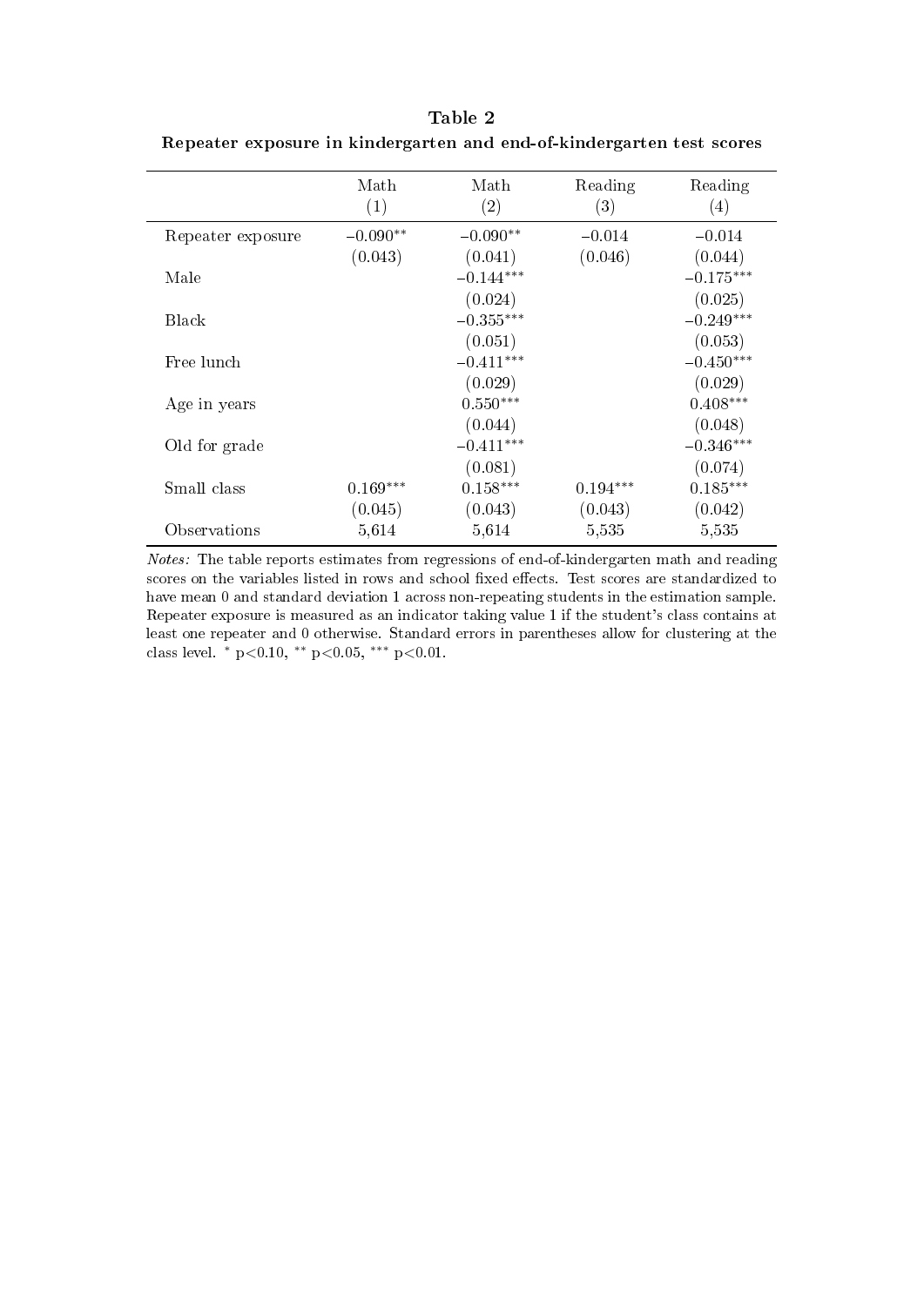**Table 2**

**Repeater exposure in kindergarten and end-of-kindergarten test scores**

| | Math (1) | Math (2) | Reading (3) | Reading (4) |
|---|---|---|---|---|
| Repeater exposure | −0.090** | −0.090** | −0.014 | −0.014 |
| | (0.043) | (0.041) | (0.046) | (0.044) |
| Male | | −0.144*** | | −0.175*** |
| | | (0.024) | | (0.025) |
| Black | | −0.355*** | | −0.249*** |
| | | (0.051) | | (0.053) |
| Free lunch | | −0.411*** | | −0.450*** |
| | | (0.029) | | (0.029) |
| Age in years | | 0.550*** | | 0.408*** |
| | | (0.044) | | (0.048) |
| Old for grade | | −0.411*** | | −0.346*** |
| | | (0.081) | | (0.074) |
| Small class | 0.169*** | 0.158*** | 0.194*** | 0.185*** |
| | (0.045) | (0.043) | (0.043) | (0.042) |
| Observations | 5,614 | 5,614 | 5,535 | 5,535 |

*Notes:* The table reports estimates from regressions of end-of-kindergarten math and reading scores on the variables listed in rows and school fixed effects. Test scores are standardized to have mean 0 and standard deviation 1 across non-repeating students in the estimation sample. Repeater exposure is measured as an indicator taking value 1 if the student's class contains at least one repeater and 0 otherwise. Standard errors in parentheses allow for clustering at the class level. * $p<0.10$, ** $p<0.05$, *** $p<0.01$.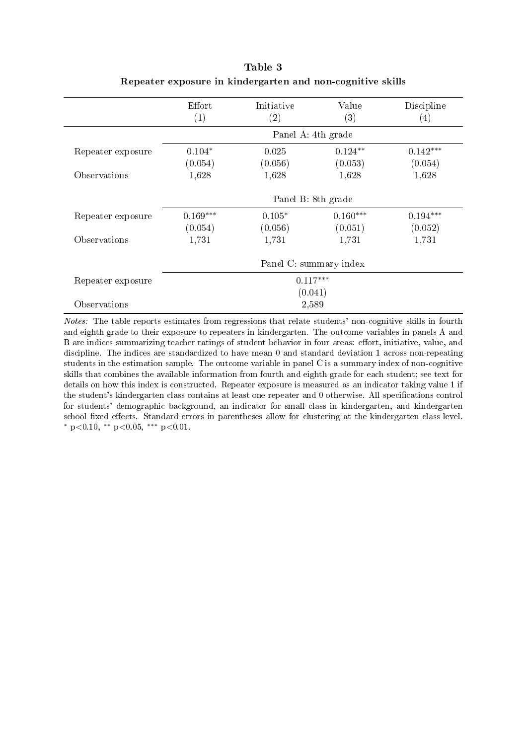**Table 3**

**Repeater exposure in kindergarten and non-cognitive skills**

| | Effort (1) | Initiative (2) | Value (3) | Discipline (4) |
|---|---|---|---|---|
| | Panel A: 4th grade | | | |
| Repeater exposure | $0.104^{*}$ | 0.025 | $0.124^{**}$ | $0.142^{***}$ |
| | (0.054) | (0.056) | (0.053) | (0.054) |
| Observations | 1,628 | 1,628 | 1,628 | 1,628 |
| | Panel B: 8th grade | | | |
| Repeater exposure | $0.169^{***}$ | $0.105^{*}$ | $0.160^{***}$ | $0.194^{***}$ |
| | (0.054) | (0.056) | (0.051) | (0.052) |
| Observations | 1,731 | 1,731 | 1,731 | 1,731 |
| | Panel C: summary index | | | |
| Repeater exposure | $0.117^{***}$ | | | |
| | (0.041) | | | |
| Observations | 2,589 | | | |

*Notes:* The table reports estimates from regressions that relate students' non-cognitive skills in fourth and eighth grade to their exposure to repeaters in kindergarten. The outcome variables in panels A and B are indices summarizing teacher ratings of student behavior in four areas: effort, initiative, value, and discipline. The indices are standardized to have mean 0 and standard deviation 1 across non-repeating students in the estimation sample. The outcome variable in panel C is a summary index of non-cognitive skills that combines the available information from fourth and eighth grade for each student; see text for details on how this index is constructed. Repeater exposure is measured as an indicator taking value 1 if the student's kindergarten class contains at least one repeater and 0 otherwise. All specifications control for students' demographic background, an indicator for small class in kindergarten, and kindergarten school fixed effects. Standard errors in parentheses allow for clustering at the kindergarten class level. $^{*}$ $p<0.10$, $^{**}$ $p<0.05$, $^{***}$ $p<0.01$.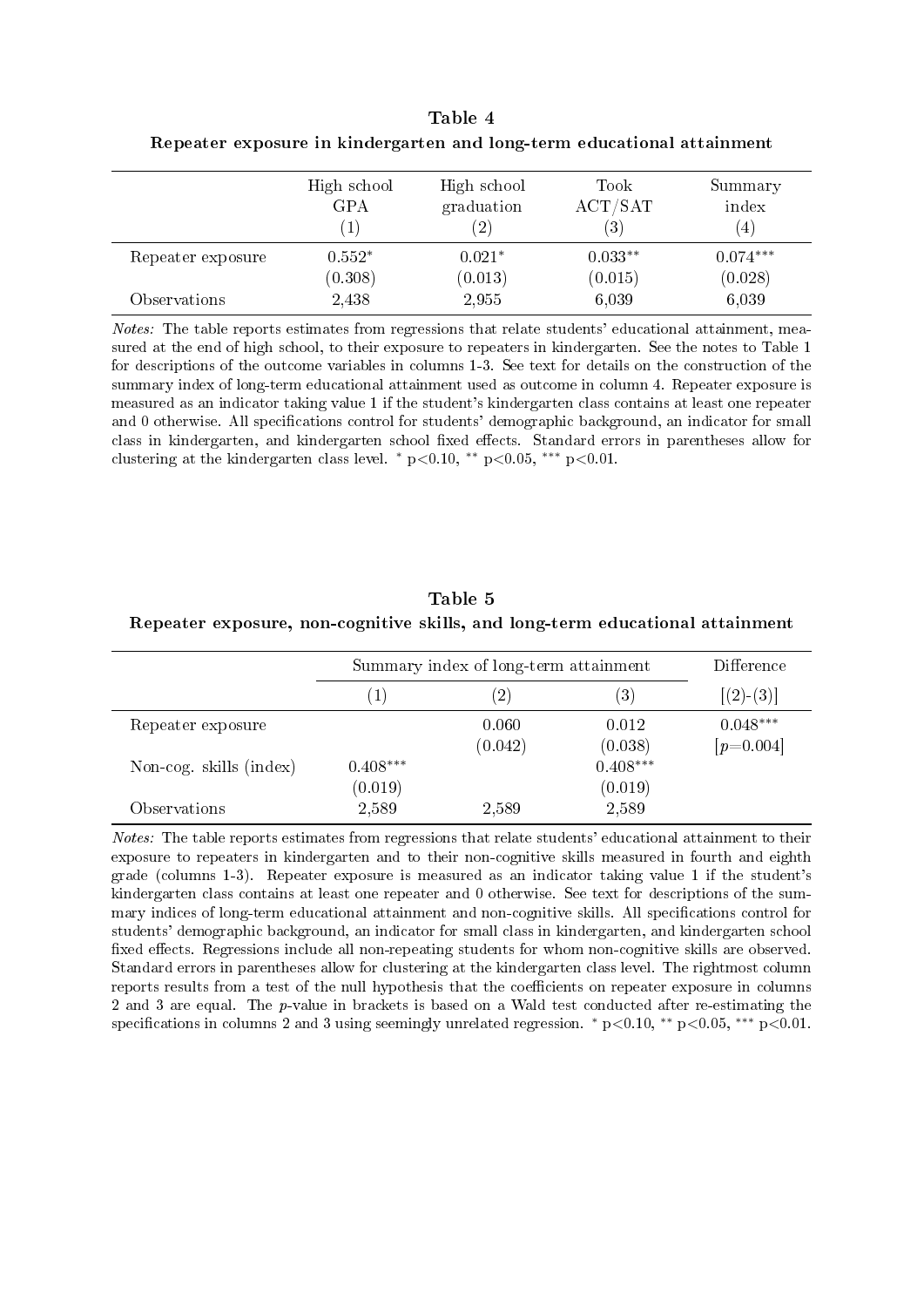**Table 4**

**Repeater exposure in kindergarten and long-term educational attainment**

| | High school GPA (1) | High school graduation (2) | Took ACT/SAT (3) | Summary index (4) |
|---|---|---|---|---|
| Repeater exposure | 0.552* | 0.021* | 0.033** | 0.074*** |
| | (0.308) | (0.013) | (0.015) | (0.028) |
| Observations | 2,438 | 2,955 | 6,039 | 6,039 |

*Notes:* The table reports estimates from regressions that relate students' educational attainment, measured at the end of high school, to their exposure to repeaters in kindergarten. See the notes to Table 1 for descriptions of the outcome variables in columns 1-3. See text for details on the construction of the summary index of long-term educational attainment used as outcome in column 4. Repeater exposure is measured as an indicator taking value 1 if the student's kindergarten class contains at least one repeater and 0 otherwise. All specifications control for students' demographic background, an indicator for small class in kindergarten, and kindergarten school fixed effects. Standard errors in parentheses allow for clustering at the kindergarten class level. * p<0.10, ** p<0.05, *** p<0.01.

**Table 5**

**Repeater exposure, non-cognitive skills, and long-term educational attainment**

| | Summary index of long-term attainment | | | Difference |
|---|---|---|---|---|
| | (1) | (2) | (3) | [(2)-(3)] |
| Repeater exposure | | 0.060 | 0.012 | 0.048*** |
| | | (0.042) | (0.038) | [$p$=0.004] |
| Non-cog. skills (index) | 0.408*** | | 0.408*** | |
| | (0.019) | | (0.019) | |
| Observations | 2,589 | 2,589 | 2,589 | |

*Notes:* The table reports estimates from regressions that relate students' educational attainment to their exposure to repeaters in kindergarten and to their non-cognitive skills measured in fourth and eighth grade (columns 1-3). Repeater exposure is measured as an indicator taking value 1 if the student's kindergarten class contains at least one repeater and 0 otherwise. See text for descriptions of the summary indices of long-term educational attainment and non-cognitive skills. All specifications control for students' demographic background, an indicator for small class in kindergarten, and kindergarten school fixed effects. Regressions include all non-repeating students for whom non-cognitive skills are observed. Standard errors in parentheses allow for clustering at the kindergarten class level. The rightmost column reports results from a test of the null hypothesis that the coefficients on repeater exposure in columns 2 and 3 are equal. The $p$-value in brackets is based on a Wald test conducted after re-estimating the specifications in columns 2 and 3 using seemingly unrelated regression. * p<0.10, ** p<0.05, *** p<0.01.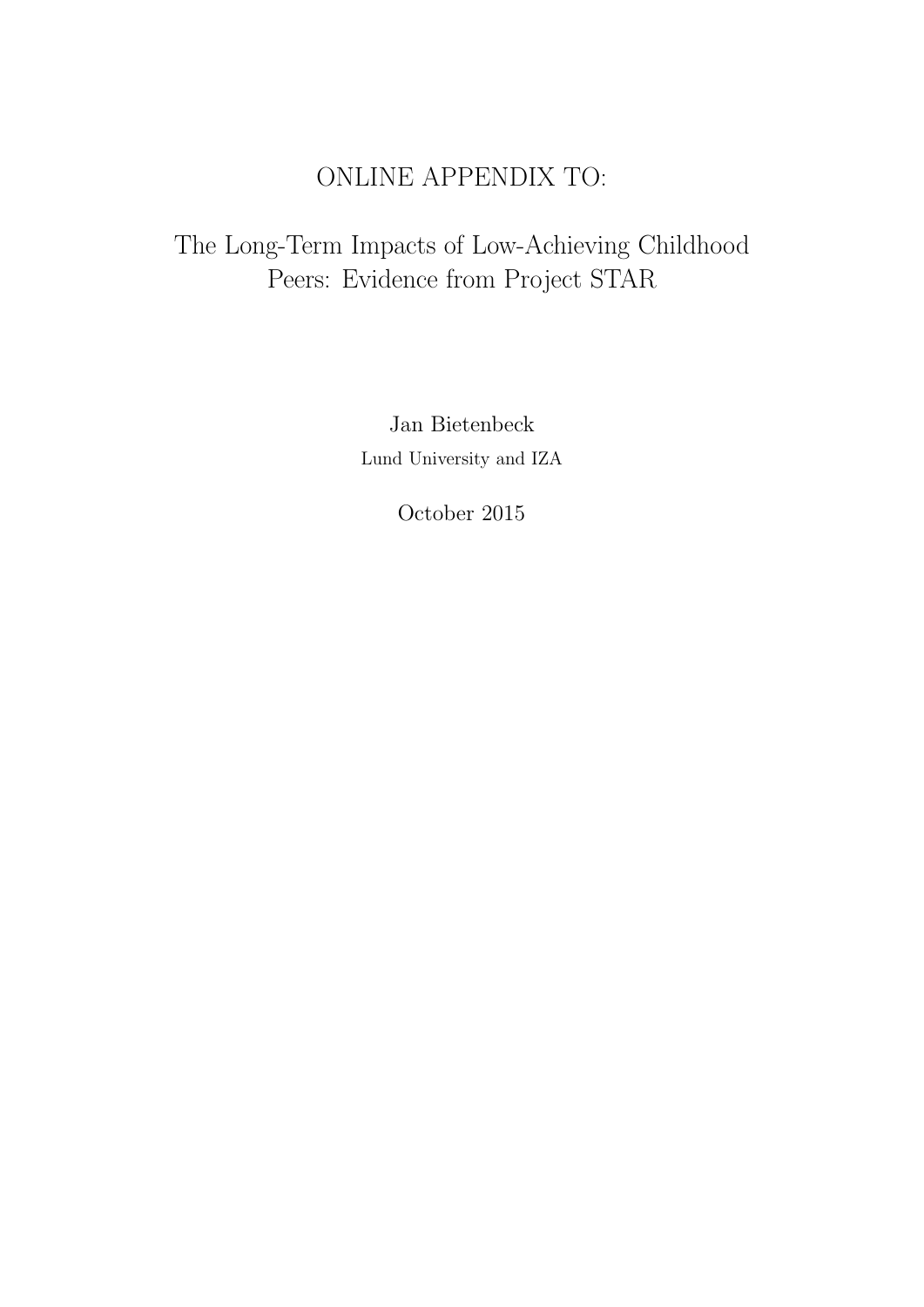# ONLINE APPENDIX TO:

# The Long-Term Impacts of Low-Achieving Childhood Peers: Evidence from Project STAR

Jan Bietenbeck

Lund University and IZA

October 2015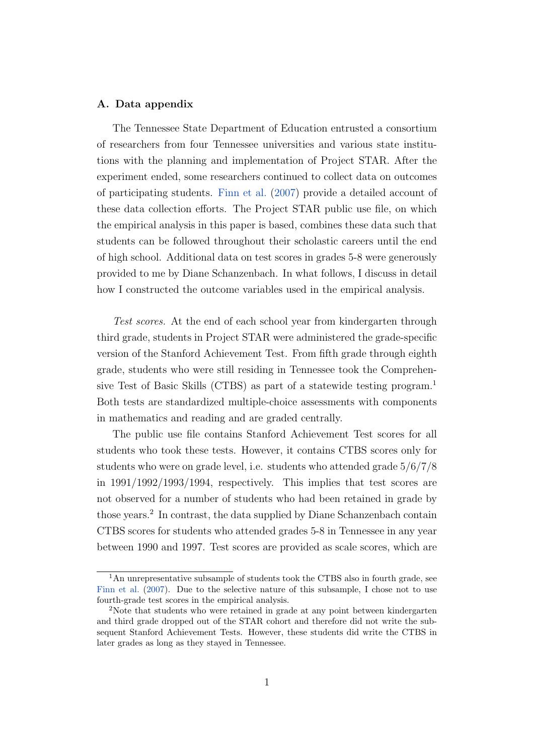## A. Data appendix

The Tennessee State Department of Education entrusted a consortium of researchers from four Tennessee universities and various state institutions with the planning and implementation of Project STAR. After the experiment ended, some researchers continued to collect data on outcomes of participating students. Finn et al. (2007) provide a detailed account of these data collection efforts. The Project STAR public use file, on which the empirical analysis in this paper is based, combines these data such that students can be followed throughout their scholastic careers until the end of high school. Additional data on test scores in grades 5-8 were generously provided to me by Diane Schanzenbach. In what follows, I discuss in detail how I constructed the outcome variables used in the empirical analysis.

*Test scores.* At the end of each school year from kindergarten through third grade, students in Project STAR were administered the grade-specific version of the Stanford Achievement Test. From fifth grade through eighth grade, students who were still residing in Tennessee took the Comprehensive Test of Basic Skills (CTBS) as part of a statewide testing program.[1] Both tests are standardized multiple-choice assessments with components in mathematics and reading and are graded centrally.

The public use file contains Stanford Achievement Test scores for all students who took these tests. However, it contains CTBS scores only for students who were on grade level, i.e. students who attended grade 5/6/7/8 in 1991/1992/1993/1994, respectively. This implies that test scores are not observed for a number of students who had been retained in grade by those years.[2] In contrast, the data supplied by Diane Schanzenbach contain CTBS scores for students who attended grades 5-8 in Tennessee in any year between 1990 and 1997. Test scores are provided as scale scores, which are

[1] An unrepresentative subsample of students took the CTBS also in fourth grade, see Finn et al. (2007). Due to the selective nature of this subsample, I chose not to use fourth-grade test scores in the empirical analysis.

[2] Note that students who were retained in grade at any point between kindergarten and third grade dropped out of the STAR cohort and therefore did not write the subsequent Stanford Achievement Tests. However, these students did write the CTBS in later grades as long as they stayed in Tennessee.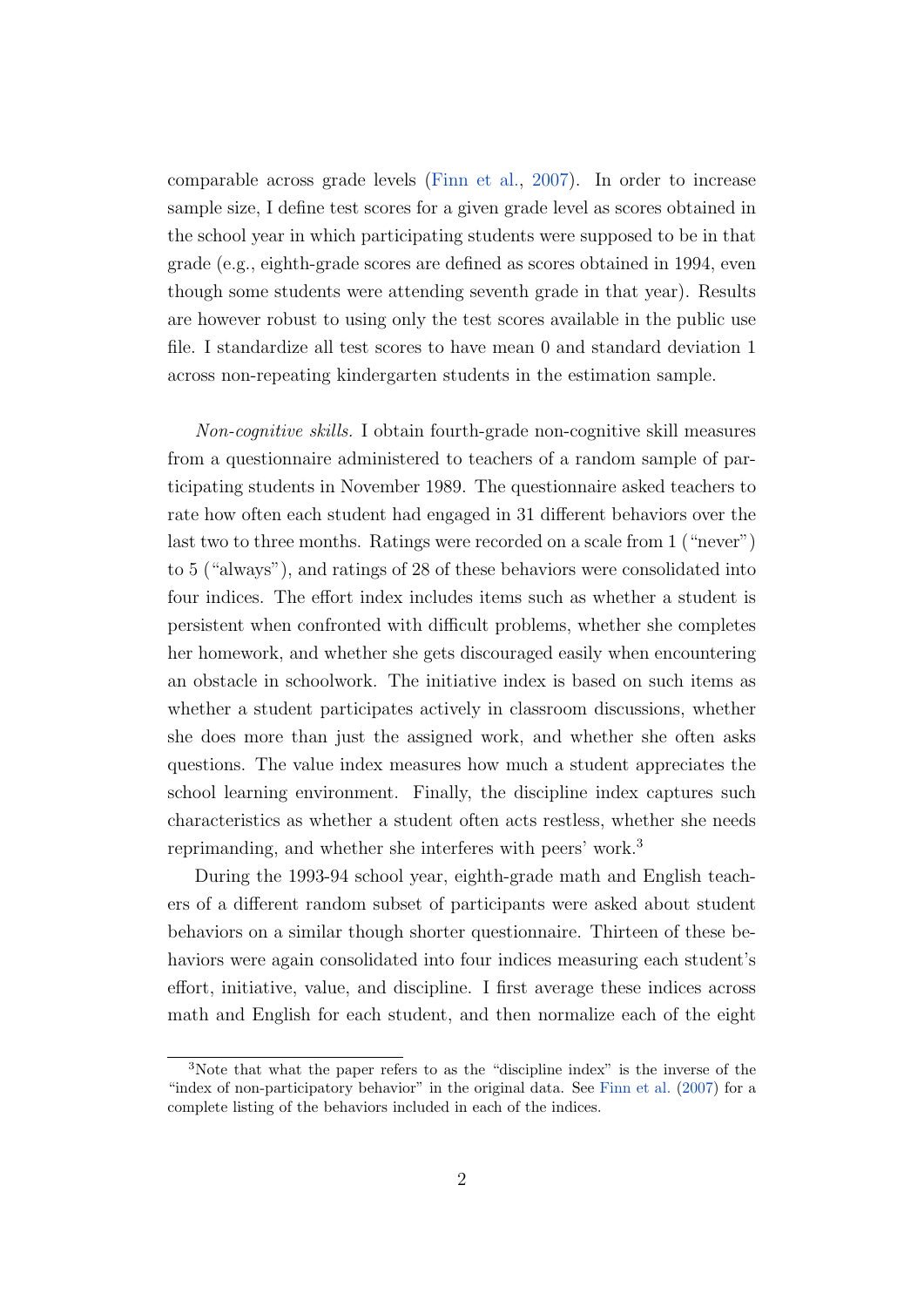comparable across grade levels (Finn et al., 2007). In order to increase sample size, I define test scores for a given grade level as scores obtained in the school year in which participating students were supposed to be in that grade (e.g., eighth-grade scores are defined as scores obtained in 1994, even though some students were attending seventh grade in that year). Results are however robust to using only the test scores available in the public use file. I standardize all test scores to have mean 0 and standard deviation 1 across non-repeating kindergarten students in the estimation sample.

*Non-cognitive skills.* I obtain fourth-grade non-cognitive skill measures from a questionnaire administered to teachers of a random sample of participating students in November 1989. The questionnaire asked teachers to rate how often each student had engaged in 31 different behaviors over the last two to three months. Ratings were recorded on a scale from 1 ("never") to 5 ("always"), and ratings of 28 of these behaviors were consolidated into four indices. The effort index includes items such as whether a student is persistent when confronted with difficult problems, whether she completes her homework, and whether she gets discouraged easily when encountering an obstacle in schoolwork. The initiative index is based on such items as whether a student participates actively in classroom discussions, whether she does more than just the assigned work, and whether she often asks questions. The value index measures how much a student appreciates the school learning environment. Finally, the discipline index captures such characteristics as whether a student often acts restless, whether she needs reprimanding, and whether she interferes with peers' work.[3]

During the 1993-94 school year, eighth-grade math and English teachers of a different random subset of participants were asked about student behaviors on a similar though shorter questionnaire. Thirteen of these behaviors were again consolidated into four indices measuring each student's effort, initiative, value, and discipline. I first average these indices across math and English for each student, and then normalize each of the eight

[3] Note that what the paper refers to as the "discipline index" is the inverse of the "index of non-participatory behavior" in the original data. See Finn et al. (2007) for a complete listing of the behaviors included in each of the indices.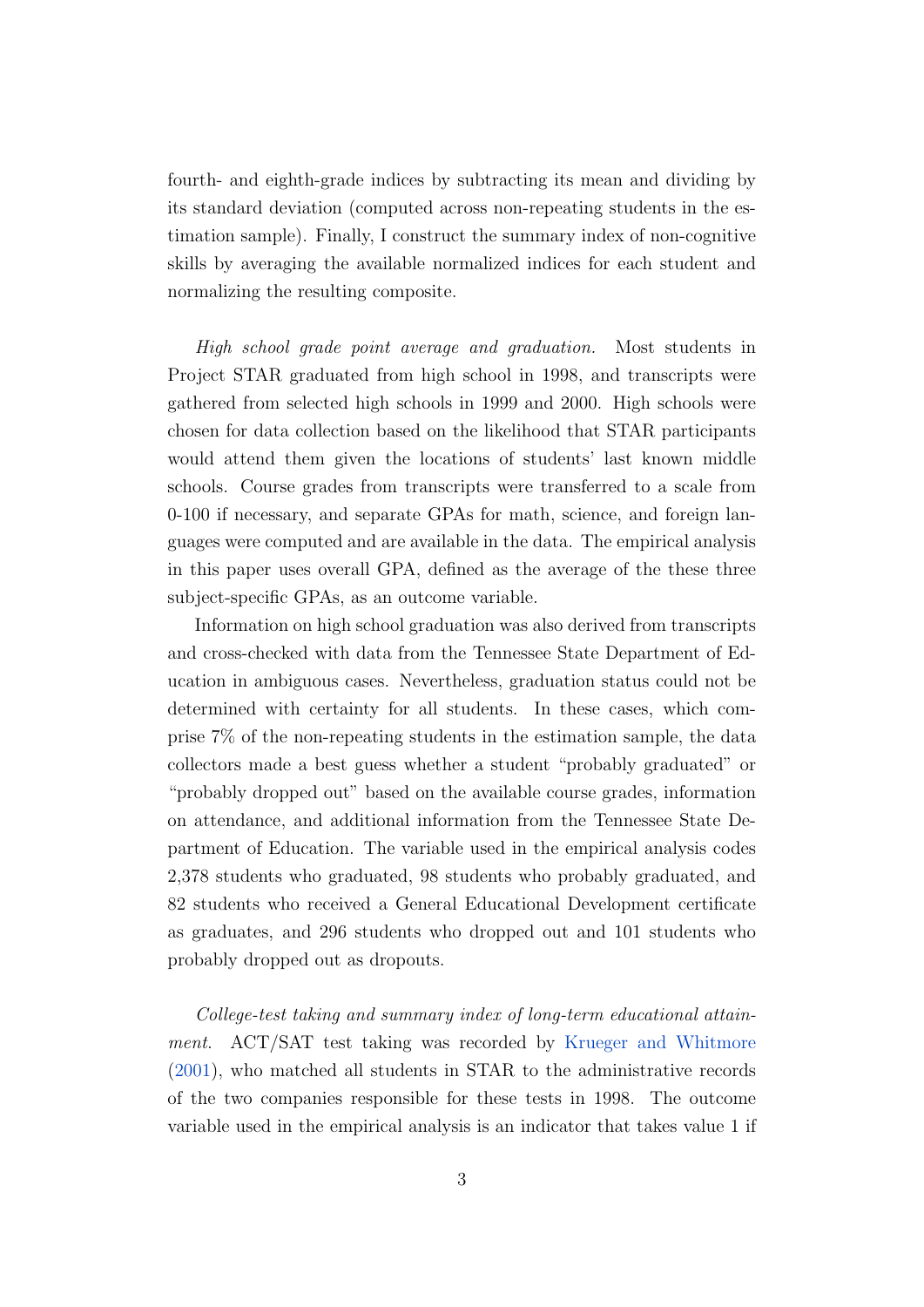fourth- and eighth-grade indices by subtracting its mean and dividing by its standard deviation (computed across non-repeating students in the estimation sample). Finally, I construct the summary index of non-cognitive skills by averaging the available normalized indices for each student and normalizing the resulting composite.

*High school grade point average and graduation.* Most students in Project STAR graduated from high school in 1998, and transcripts were gathered from selected high schools in 1999 and 2000. High schools were chosen for data collection based on the likelihood that STAR participants would attend them given the locations of students' last known middle schools. Course grades from transcripts were transferred to a scale from 0-100 if necessary, and separate GPAs for math, science, and foreign languages were computed and are available in the data. The empirical analysis in this paper uses overall GPA, defined as the average of the these three subject-specific GPAs, as an outcome variable.

Information on high school graduation was also derived from transcripts and cross-checked with data from the Tennessee State Department of Education in ambiguous cases. Nevertheless, graduation status could not be determined with certainty for all students. In these cases, which comprise 7% of the non-repeating students in the estimation sample, the data collectors made a best guess whether a student "probably graduated" or "probably dropped out" based on the available course grades, information on attendance, and additional information from the Tennessee State Department of Education. The variable used in the empirical analysis codes 2,378 students who graduated, 98 students who probably graduated, and 82 students who received a General Educational Development certificate as graduates, and 296 students who dropped out and 101 students who probably dropped out as dropouts.

*College-test taking and summary index of long-term educational attainment.* ACT/SAT test taking was recorded by Krueger and Whitmore (2001), who matched all students in STAR to the administrative records of the two companies responsible for these tests in 1998. The outcome variable used in the empirical analysis is an indicator that takes value 1 if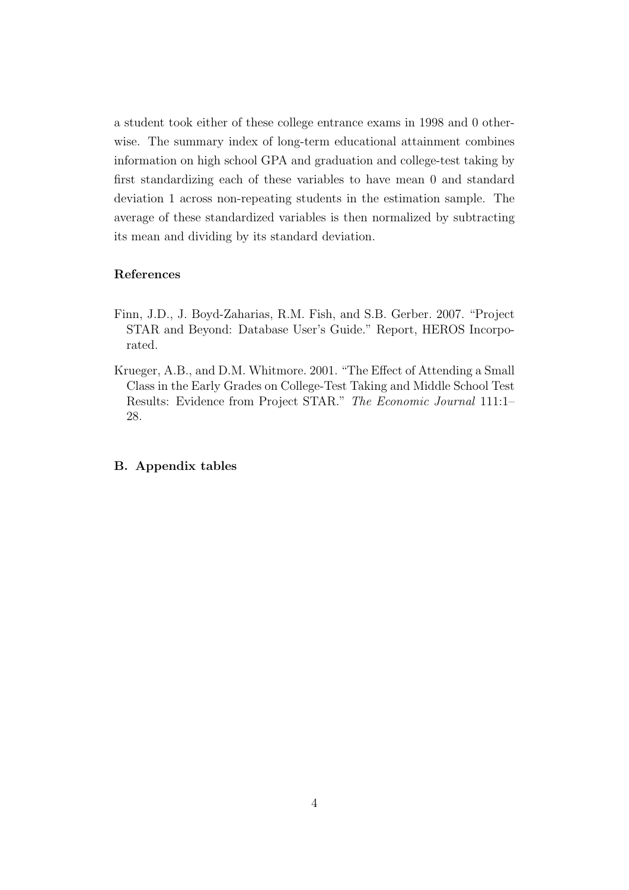a student took either of these college entrance exams in 1998 and 0 otherwise. The summary index of long-term educational attainment combines information on high school GPA and graduation and college-test taking by first standardizing each of these variables to have mean 0 and standard deviation 1 across non-repeating students in the estimation sample. The average of these standardized variables is then normalized by subtracting its mean and dividing by its standard deviation.

### References

Finn, J.D., J. Boyd-Zaharias, R.M. Fish, and S.B. Gerber. 2007. "Project STAR and Beyond: Database User's Guide." Report, HEROS Incorporated.

Krueger, A.B., and D.M. Whitmore. 2001. "The Effect of Attending a Small Class in the Early Grades on College-Test Taking and Middle School Test Results: Evidence from Project STAR." *The Economic Journal* 111:1–28.

### B. Appendix tables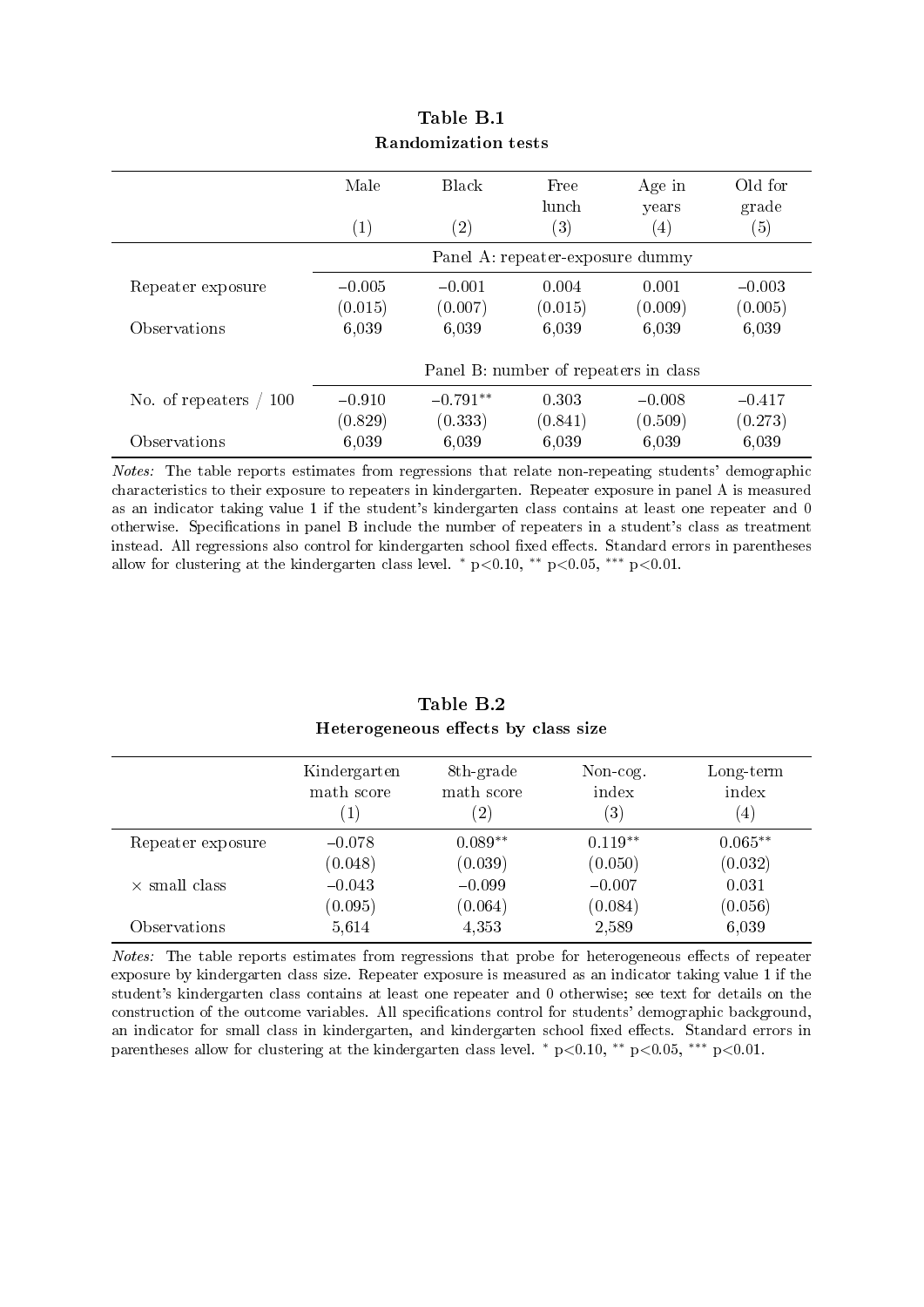**Table B.1**

**Randomization tests**

| | Male | Black | Free lunch | Age in years | Old for grade |
|---|---|---|---|---|---|
| | (1) | (2) | (3) | (4) | (5) |
| | Panel A: repeater-exposure dummy | | | | |
| Repeater exposure | –0.005 | –0.001 | 0.004 | 0.001 | –0.003 |
| | (0.015) | (0.007) | (0.015) | (0.009) | (0.005) |
| Observations | 6,039 | 6,039 | 6,039 | 6,039 | 6,039 |
| | Panel B: number of repeaters in class | | | | |
| No. of repeaters / 100 | –0.910 | –0.791** | 0.303 | –0.008 | –0.417 |
| | (0.829) | (0.333) | (0.841) | (0.509) | (0.273) |
| Observations | 6,039 | 6,039 | 6,039 | 6,039 | 6,039 |

*Notes:* The table reports estimates from regressions that relate non-repeating students' demographic characteristics to their exposure to repeaters in kindergarten. Repeater exposure in panel A is measured as an indicator taking value 1 if the student's kindergarten class contains at least one repeater and 0 otherwise. Specifications in panel B include the number of repeaters in a student's class as treatment instead. All regressions also control for kindergarten school fixed effects. Standard errors in parentheses allow for clustering at the kindergarten class level. * $p<0.10$, ** $p<0.05$, *** $p<0.01$.

**Table B.2**

**Heterogeneous effects by class size**

| | Kindergarten math score | 8th-grade math score | Non-cog. index | Long-term index |
|---|---|---|---|---|
| | (1) | (2) | (3) | (4) |
| Repeater exposure | –0.078 | 0.089** | 0.119** | 0.065** |
| | (0.048) | (0.039) | (0.050) | (0.032) |
| × small class | –0.043 | –0.099 | –0.007 | 0.031 |
| | (0.095) | (0.064) | (0.084) | (0.056) |
| Observations | 5,614 | 4,353 | 2,589 | 6,039 |

*Notes:* The table reports estimates from regressions that probe for heterogeneous effects of repeater exposure by kindergarten class size. Repeater exposure is measured as an indicator taking value 1 if the student's kindergarten class contains at least one repeater and 0 otherwise; see text for details on the construction of the outcome variables. All specifications control for students' demographic background, an indicator for small class in kindergarten, and kindergarten school fixed effects. Standard errors in parentheses allow for clustering at the kindergarten class level. * $p<0.10$, ** $p<0.05$, *** $p<0.01$.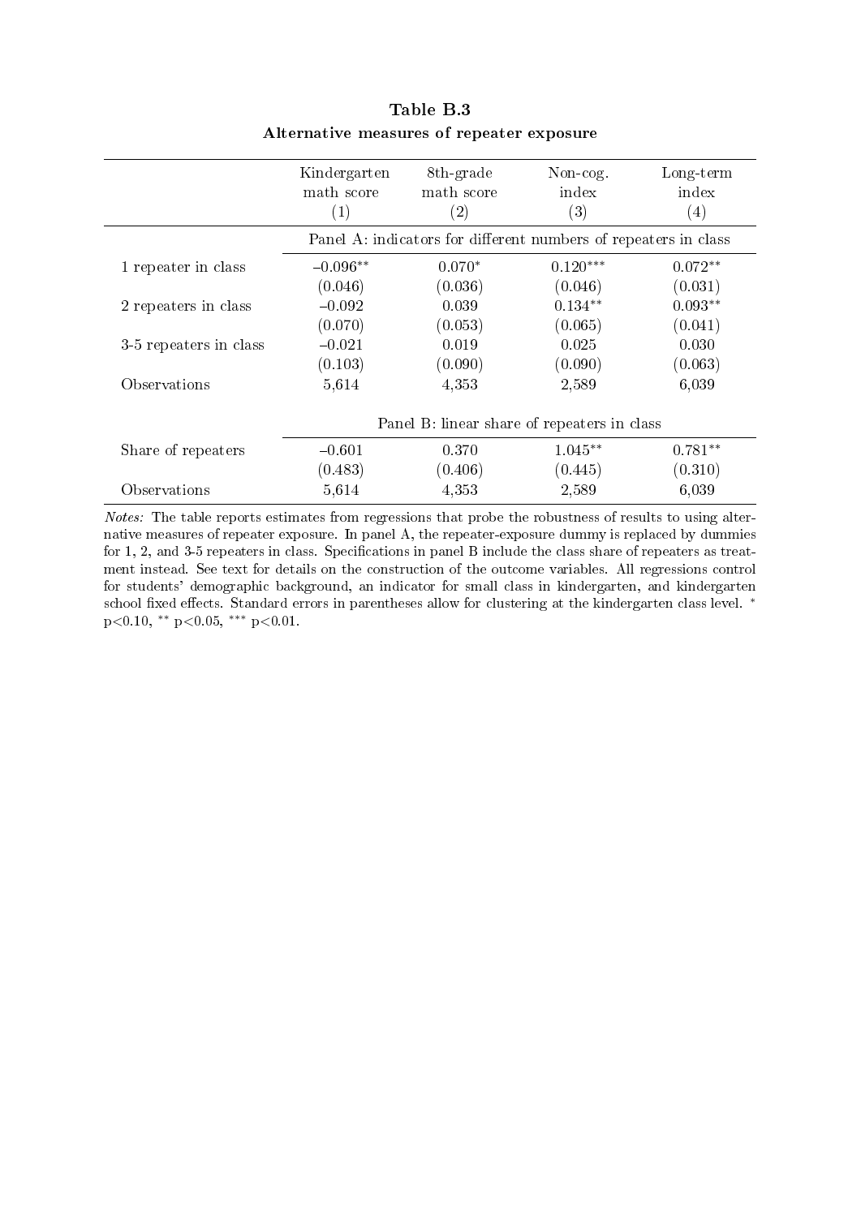**Table B.3**

**Alternative measures of repeater exposure**

| | Kindergarten math score (1) | 8th-grade math score (2) | Non-cog. index (3) | Long-term index (4) |
|---|---|---|---|---|
| | Panel A: indicators for different numbers of repeaters in class | | | |
| 1 repeater in class | –0.096** | 0.070* | 0.120*** | 0.072** |
| | (0.046) | (0.036) | (0.046) | (0.031) |
| 2 repeaters in class | –0.092 | 0.039 | 0.134** | 0.093** |
| | (0.070) | (0.053) | (0.065) | (0.041) |
| 3-5 repeaters in class | –0.021 | 0.019 | 0.025 | 0.030 |
| | (0.103) | (0.090) | (0.090) | (0.063) |
| Observations | 5,614 | 4,353 | 2,589 | 6,039 |
| | Panel B: linear share of repeaters in class | | | |
| Share of repeaters | –0.601 | 0.370 | 1.045** | 0.781** |
| | (0.483) | (0.406) | (0.445) | (0.310) |
| Observations | 5,614 | 4,353 | 2,589 | 6,039 |

*Notes:* The table reports estimates from regressions that probe the robustness of results to using alternative measures of repeater exposure. In panel A, the repeater-exposure dummy is replaced by dummies for 1, 2, and 3-5 repeaters in class. Specifications in panel B include the class share of repeaters as treatment instead. See text for details on the construction of the outcome variables. All regressions control for students' demographic background, an indicator for small class in kindergarten, and kindergarten school fixed effects. Standard errors in parentheses allow for clustering at the kindergarten class level. * $p<0.10$, ** $p<0.05$, *** $p<0.01$.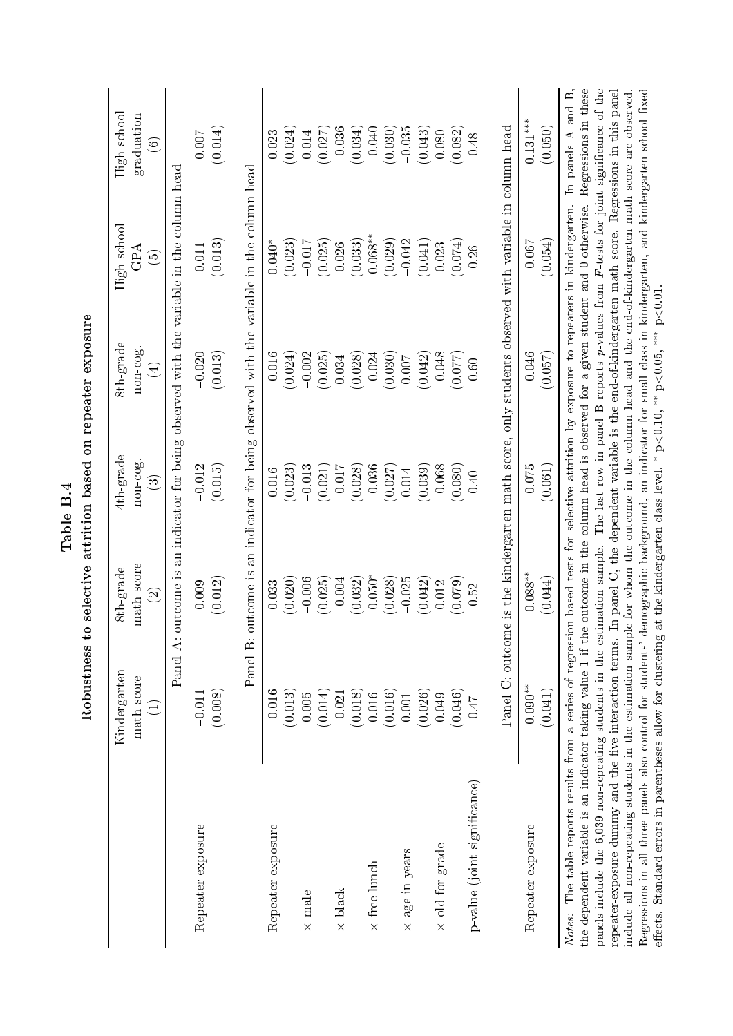**Table B.4**

**Robustness to selective attrition based on repeater exposure**

| | Kindergarten math score (1) | 8th-grade math score (2) | 4th-grade non-cog. (3) | 8th-grade non-cog. (4) | High school GPA (5) | High school graduation (6) |
|---|---|---|---|---|---|---|
| | Panel A: outcome is an indicator for being observed with the variable in the column head | | | | | |
| Repeater exposure | −0.011 | 0.009 | −0.012 | −0.020 | 0.011 | 0.007 |
| | (0.008) | (0.012) | (0.015) | (0.013) | (0.013) | (0.014) |
| | Panel B: outcome is an indicator for being observed with the variable in the column head | | | | | |
| Repeater exposure | −0.016 | 0.033 | 0.016 | −0.016 | 0.040* | 0.023 |
| | (0.013) | (0.020) | (0.023) | (0.024) | (0.023) | (0.024) |
| × male | 0.005 | −0.006 | −0.013 | −0.002 | −0.017 | 0.014 |
| | (0.014) | (0.025) | (0.021) | (0.025) | (0.025) | (0.027) |
| × black | −0.021 | −0.004 | −0.017 | 0.034 | 0.026 | −0.036 |
| | (0.018) | (0.032) | (0.028) | (0.028) | (0.033) | (0.034) |
| × free lunch | 0.016 | −0.050* | −0.036 | −0.024 | −0.068** | −0.040 |
| | (0.016) | (0.028) | (0.027) | (0.030) | (0.029) | (0.030) |
| × age in years | 0.001 | −0.025 | 0.014 | 0.007 | −0.042 | −0.035 |
| | (0.026) | (0.042) | (0.039) | (0.042) | (0.041) | (0.043) |
| × old for grade | 0.049 | 0.012 | −0.068 | −0.048 | 0.023 | 0.080 |
| | (0.046) | (0.079) | (0.080) | (0.077) | (0.074) | (0.082) |
| p-value (joint significance) | 0.47 | 0.52 | 0.40 | 0.60 | 0.26 | 0.48 |
| | Panel C: outcome is the kindergarten math score, only students observed with variable in column head | | | | | |
| Repeater exposure | −0.090** | −0.088** | −0.075 | −0.046 | −0.067 | −0.131*** |
| | (0.041) | (0.044) | (0.061) | (0.057) | (0.054) | (0.050) |

*Notes:* The table reports results from a series of regression-based tests for selective attrition by exposure to repeaters in kindergarten. In panels A and B, the dependent variable is an indicator taking value 1 if the outcome in the column head is observed for a given student and 0 otherwise. Regressions in these panels include the 6,039 non-repeating students in the estimation sample. The last row in panel B reports p-values from F-tests for joint significance of the repeater-exposure dummy and the five interaction terms. In panel C, the dependent variable is the end-of-kindergarten math score. Regressions in this panel include all non-repeating students in the estimation sample for whom the outcome in the column head and the end-of-kindergarten math score are observed. Regressions in all three panels also control for students' demographic background, an indicator for small class in kindergarten, and kindergarten school fixed effects. Standard errors in parentheses allow for clustering at the kindergarten class level. * $p<0.10$, ** $p<0.05$, *** $p<0.01$.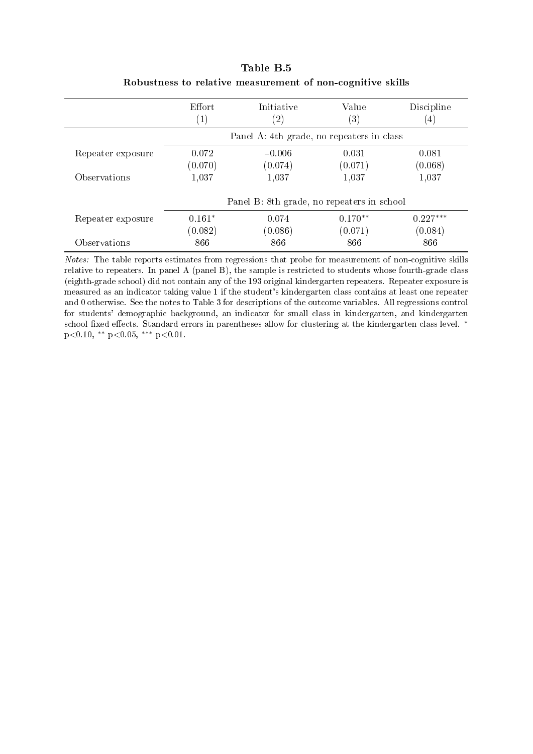**Table B.5**

**Robustness to relative measurement of non-cognitive skills**

| | Effort (1) | Initiative (2) | Value (3) | Discipline (4) |
|---|---|---|---|---|
| | Panel A: 4th grade, no repeaters in class | | | |
| Repeater exposure | 0.072 | −0.006 | 0.031 | 0.081 |
| | (0.070) | (0.074) | (0.071) | (0.068) |
| Observations | 1,037 | 1,037 | 1,037 | 1,037 |
| | Panel B: 8th grade, no repeaters in school | | | |
| Repeater exposure | 0.161* | 0.074 | 0.170** | 0.227*** |
| | (0.082) | (0.086) | (0.071) | (0.084) |
| Observations | 866 | 866 | 866 | 866 |

*Notes:* The table reports estimates from regressions that probe for measurement of non-cognitive skills relative to repeaters. In panel A (panel B), the sample is restricted to students whose fourth-grade class (eighth-grade school) did not contain any of the 193 original kindergarten repeaters. Repeater exposure is measured as an indicator taking value 1 if the student's kindergarten class contains at least one repeater and 0 otherwise. See the notes to Table 3 for descriptions of the outcome variables. All regressions control for students' demographic background, an indicator for small class in kindergarten, and kindergarten school fixed effects. Standard errors in parentheses allow for clustering at the kindergarten class level. * $p<0.10$, ** $p<0.05$, *** $p<0.01$.